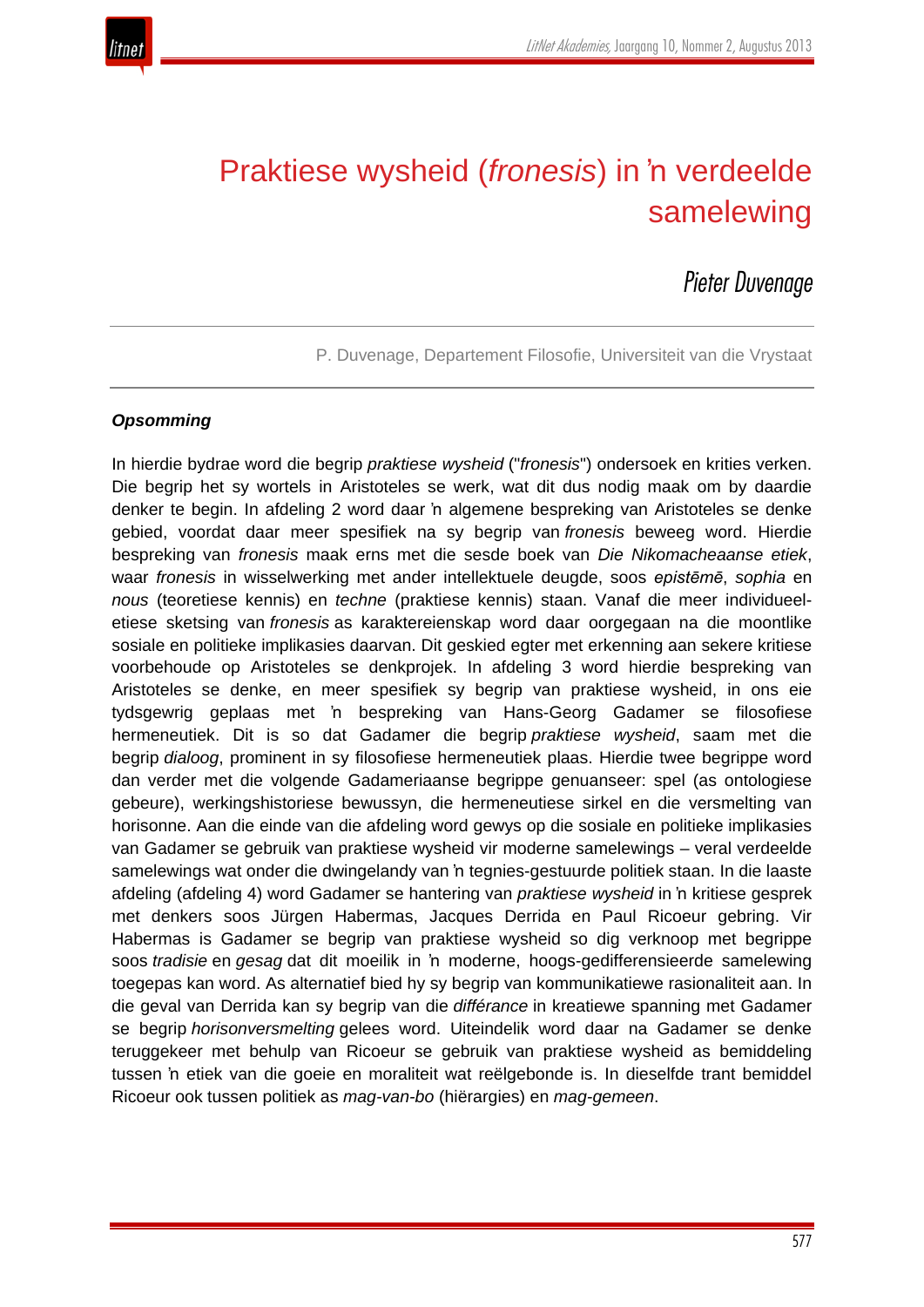# Praktiese wysheid (*fronesis*) in ŉ verdeelde samelewing

## *Pieter Duvenage*

P. Duvenage, Departement Filosofie, Universiteit van die Vrystaat

***Opsomming***

In hierdie bydrae word die begrip *praktiese wysheid* ("*fronesis*") ondersoek en krities verken. Die begrip het sy wortels in Aristoteles se werk, wat dit dus nodig maak om by daardie denker te begin. In afdeling 2 word daar ŉ algemene bespreking van Aristoteles se denke gebied, voordat daar meer spesifiek na sy begrip van *fronesis* beweeg word. Hierdie bespreking van *fronesis* maak erns met die sesde boek van *Die Nikomacheaanse etiek*, waar *fronesis* in wisselwerking met ander intellektuele deugde, soos *epistēmē*, *sophia* en *nous* (teoretiese kennis) en *techne* (praktiese kennis) staan. Vanaf die meer individueel-etiese sketsing van *fronesis* as karaktereienskap word daar oorgegaan na die moontlike sosiale en politieke implikasies daarvan. Dit geskied egter met erkenning aan sekere kritiese voorbehoude op Aristoteles se denkprojek. In afdeling 3 word hierdie bespreking van Aristoteles se denke, en meer spesifiek sy begrip van praktiese wysheid, in ons eie tydsgewrig geplaas met ŉ bespreking van Hans-Georg Gadamer se filosofiese hermeneutiek. Dit is so dat Gadamer die begrip *praktiese wysheid*, saam met die begrip *dialoog*, prominent in sy filosofiese hermeneutiek plaas. Hierdie twee begrippe word dan verder met die volgende Gadameriaanse begrippe genuanseer: spel (as ontologiese gebeure), werkingshistoriese bewussyn, die hermeneutiese sirkel en die versmelting van horisonne. Aan die einde van die afdeling word gewys op die sosiale en politieke implikasies van Gadamer se gebruik van praktiese wysheid vir moderne samelewings – veral verdeelde samelewings wat onder die dwingelandy van ŉ tegnies-gestuurde politiek staan. In die laaste afdeling (afdeling 4) word Gadamer se hantering van *praktiese wysheid* in ŉ kritiese gesprek met denkers soos Jürgen Habermas, Jacques Derrida en Paul Ricoeur gebring. Vir Habermas is Gadamer se begrip van praktiese wysheid so dig verknoop met begrippe soos *tradisie* en *gesag* dat dit moeilik in ŉ moderne, hoogs-gedifferensieerde samelewing toegepas kan word. As alternatief bied hy sy begrip van kommunikatiewe rasionaliteit aan. In die geval van Derrida kan sy begrip van die *différance* in kreatiewe spanning met Gadamer se begrip *horisonversmelting* gelees word. Uiteindelik word daar na Gadamer se denke teruggekeer met behulp van Ricoeur se gebruik van praktiese wysheid as bemiddeling tussen ŉ etiek van die goeie en moraliteit wat reëlgebonde is. In dieselfde trant bemiddel Ricoeur ook tussen politiek as *mag-van-bo* (hiërargies) en *mag-gemeen*.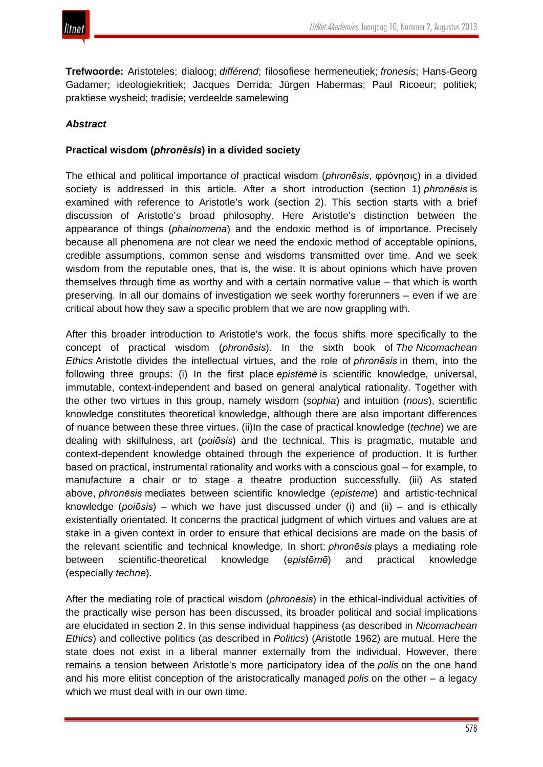**Trefwoorde:** Aristoteles; dialoog; *différend*; filosofiese hermeneutiek; *fronesis*; Hans-Georg Gadamer; ideologiekritiek; Jacques Derrida; Jürgen Habermas; Paul Ricoeur; politiek; praktiese wysheid; tradisie; verdeelde samelewing

***Abstract***

**Practical wisdom (*phronēsis*) in a divided society**

The ethical and political importance of practical wisdom (*phronēsis*, φρόνησις) in a divided society is addressed in this article. After a short introduction (section 1) *phronēsis* is examined with reference to Aristotle's work (section 2). This section starts with a brief discussion of Aristotle's broad philosophy. Here Aristotle's distinction between the appearance of things (*phainomena*) and the endoxic method is of importance. Precisely because all phenomena are not clear we need the endoxic method of acceptable opinions, credible assumptions, common sense and wisdoms transmitted over time. And we seek wisdom from the reputable ones, that is, the wise. It is about opinions which have proven themselves through time as worthy and with a certain normative value – that which is worth preserving. In all our domains of investigation we seek worthy forerunners – even if we are critical about how they saw a specific problem that we are now grappling with.

After this broader introduction to Aristotle's work, the focus shifts more specifically to the concept of practical wisdom (*phronēsis*). In the sixth book of *The Nicomachean Ethics* Aristotle divides the intellectual virtues, and the role of *phronēsis* in them, into the following three groups: (i) In the first place *epistēmē* is scientific knowledge, universal, immutable, context-independent and based on general analytical rationality. Together with the other two virtues in this group, namely wisdom (*sophia*) and intuition (*nous*), scientific knowledge constitutes theoretical knowledge, although there are also important differences of nuance between these three virtues. (ii)In the case of practical knowledge (*techne*) we are dealing with skilfulness, art (*poiēsis*) and the technical. This is pragmatic, mutable and context-dependent knowledge obtained through the experience of production. It is further based on practical, instrumental rationality and works with a conscious goal – for example, to manufacture a chair or to stage a theatre production successfully. (iii) As stated above, *phronēsis* mediates between scientific knowledge (*episteme*) and artistic-technical knowledge (*poiēsis*) – which we have just discussed under (i) and (ii) – and is ethically existentially orientated. It concerns the practical judgment of which virtues and values are at stake in a given context in order to ensure that ethical decisions are made on the basis of the relevant scientific and technical knowledge. In short: *phronēsis* plays a mediating role between scientific-theoretical knowledge (*epistēmē*) and practical knowledge (especially *techne*).

After the mediating role of practical wisdom (*phronēsis*) in the ethical-individual activities of the practically wise person has been discussed, its broader political and social implications are elucidated in section 2. In this sense individual happiness (as described in *Nicomachean Ethics*) and collective politics (as described in *Politics*) (Aristotle 1962) are mutual. Here the state does not exist in a liberal manner externally from the individual. However, there remains a tension between Aristotle's more participatory idea of the *polis* on the one hand and his more elitist conception of the aristocratically managed *polis* on the other – a legacy which we must deal with in our own time.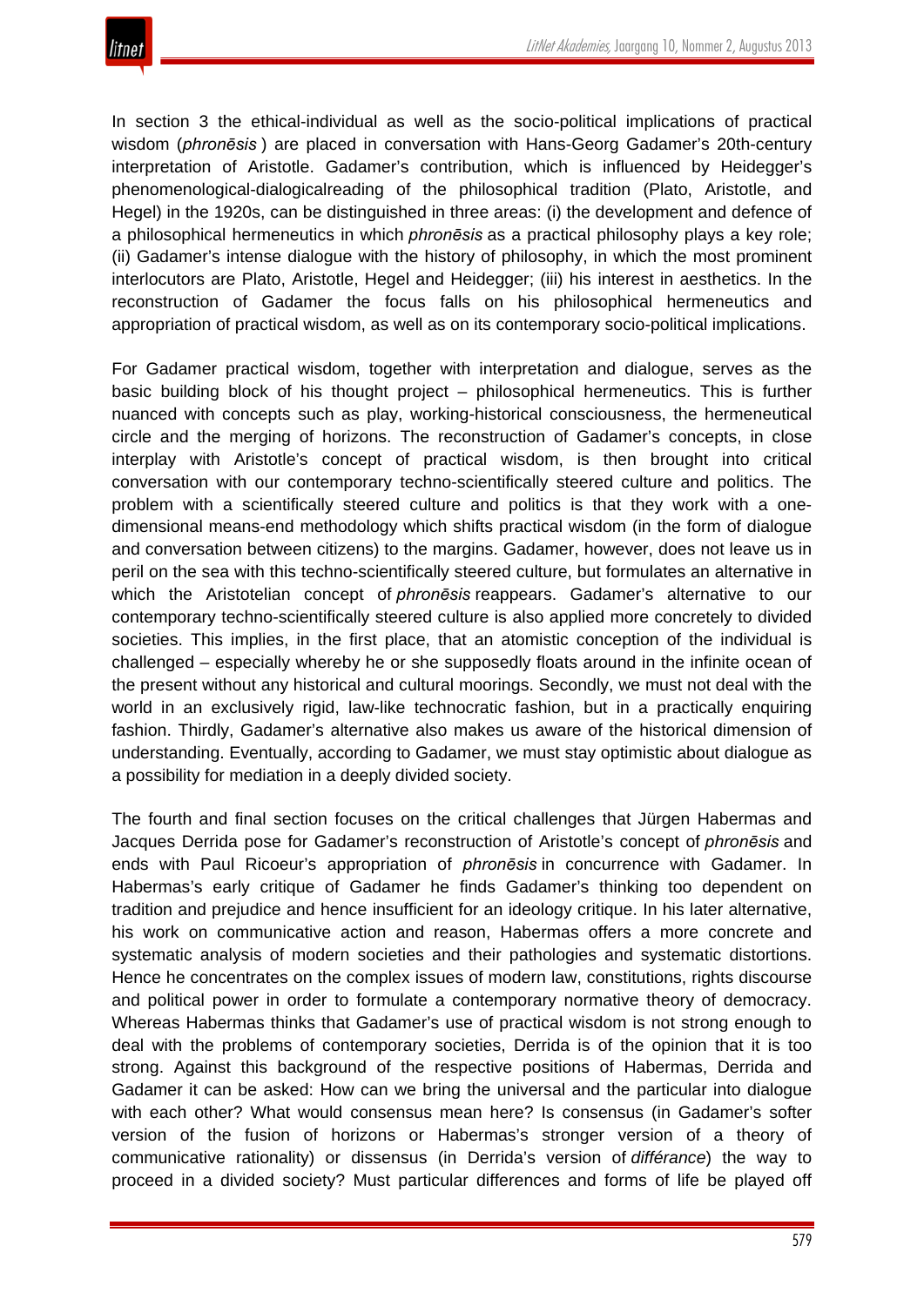In section 3 the ethical-individual as well as the socio-political implications of practical wisdom (*phronēsis* ) are placed in conversation with Hans-Georg Gadamer's 20th-century interpretation of Aristotle. Gadamer's contribution, which is influenced by Heidegger's phenomenological-dialogicalreading of the philosophical tradition (Plato, Aristotle, and Hegel) in the 1920s, can be distinguished in three areas: (i) the development and defence of a philosophical hermeneutics in which *phronēsis* as a practical philosophy plays a key role; (ii) Gadamer's intense dialogue with the history of philosophy, in which the most prominent interlocutors are Plato, Aristotle, Hegel and Heidegger; (iii) his interest in aesthetics. In the reconstruction of Gadamer the focus falls on his philosophical hermeneutics and appropriation of practical wisdom, as well as on its contemporary socio-political implications.

For Gadamer practical wisdom, together with interpretation and dialogue, serves as the basic building block of his thought project – philosophical hermeneutics. This is further nuanced with concepts such as play, working-historical consciousness, the hermeneutical circle and the merging of horizons. The reconstruction of Gadamer's concepts, in close interplay with Aristotle's concept of practical wisdom, is then brought into critical conversation with our contemporary techno-scientifically steered culture and politics. The problem with a scientifically steered culture and politics is that they work with a one-dimensional means-end methodology which shifts practical wisdom (in the form of dialogue and conversation between citizens) to the margins. Gadamer, however, does not leave us in peril on the sea with this techno-scientifically steered culture, but formulates an alternative in which the Aristotelian concept of *phronēsis* reappears. Gadamer's alternative to our contemporary techno-scientifically steered culture is also applied more concretely to divided societies. This implies, in the first place, that an atomistic conception of the individual is challenged – especially whereby he or she supposedly floats around in the infinite ocean of the present without any historical and cultural moorings. Secondly, we must not deal with the world in an exclusively rigid, law-like technocratic fashion, but in a practically enquiring fashion. Thirdly, Gadamer's alternative also makes us aware of the historical dimension of understanding. Eventually, according to Gadamer, we must stay optimistic about dialogue as a possibility for mediation in a deeply divided society.

The fourth and final section focuses on the critical challenges that Jürgen Habermas and Jacques Derrida pose for Gadamer's reconstruction of Aristotle's concept of *phronēsis* and ends with Paul Ricoeur's appropriation of *phronēsis* in concurrence with Gadamer. In Habermas's early critique of Gadamer he finds Gadamer's thinking too dependent on tradition and prejudice and hence insufficient for an ideology critique. In his later alternative, his work on communicative action and reason, Habermas offers a more concrete and systematic analysis of modern societies and their pathologies and systematic distortions. Hence he concentrates on the complex issues of modern law, constitutions, rights discourse and political power in order to formulate a contemporary normative theory of democracy. Whereas Habermas thinks that Gadamer's use of practical wisdom is not strong enough to deal with the problems of contemporary societies, Derrida is of the opinion that it is too strong. Against this background of the respective positions of Habermas, Derrida and Gadamer it can be asked: How can we bring the universal and the particular into dialogue with each other? What would consensus mean here? Is consensus (in Gadamer's softer version of the fusion of horizons or Habermas's stronger version of a theory of communicative rationality) or dissensus (in Derrida's version of *différance*) the way to proceed in a divided society? Must particular differences and forms of life be played off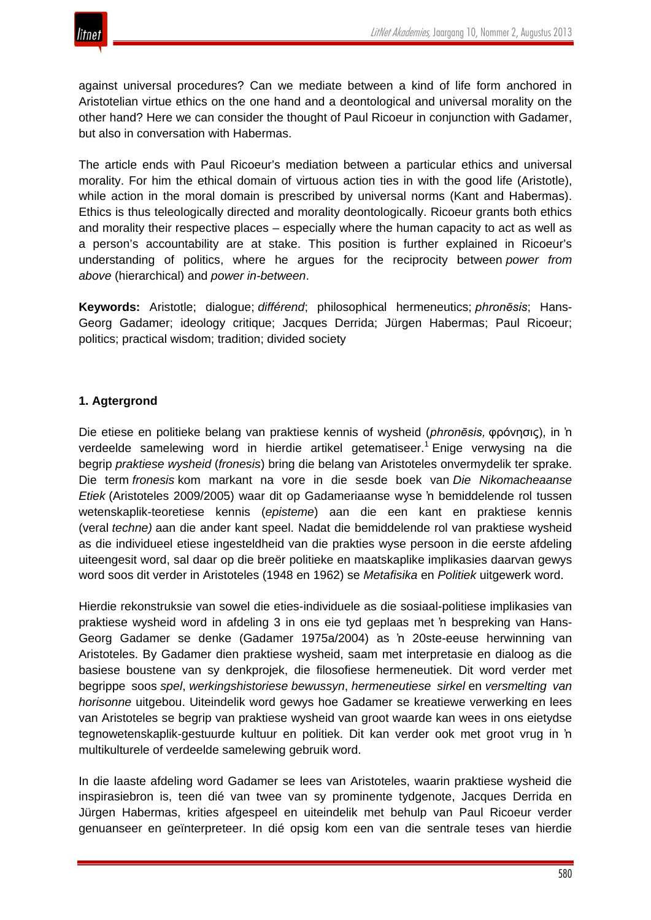against universal procedures? Can we mediate between a kind of life form anchored in Aristotelian virtue ethics on the one hand and a deontological and universal morality on the other hand? Here we can consider the thought of Paul Ricoeur in conjunction with Gadamer, but also in conversation with Habermas.

The article ends with Paul Ricoeur's mediation between a particular ethics and universal morality. For him the ethical domain of virtuous action ties in with the good life (Aristotle), while action in the moral domain is prescribed by universal norms (Kant and Habermas). Ethics is thus teleologically directed and morality deontologically. Ricoeur grants both ethics and morality their respective places – especially where the human capacity to act as well as a person's accountability are at stake. This position is further explained in Ricoeur's understanding of politics, where he argues for the reciprocity between *power from above* (hierarchical) and *power in-between*.

**Keywords:** Aristotle; dialogue; *différend*; philosophical hermeneutics; *phronēsis*; Hans-Georg Gadamer; ideology critique; Jacques Derrida; Jürgen Habermas; Paul Ricoeur; politics; practical wisdom; tradition; divided society

## 1. Agtergrond

Die etiese en politieke belang van praktiese kennis of wysheid (*phronēsis,* φρόνησις), in ŉ verdeelde samelewing word in hierdie artikel getematiseer.[1] Enige verwysing na die begrip *praktiese wysheid* (*fronesis*) bring die belang van Aristoteles onvermydelik ter sprake. Die term *fronesis* kom markant na vore in die sesde boek van *Die Nikomacheaanse Etiek* (Aristoteles 2009/2005) waar dit op Gadameriaanse wyse ŉ bemiddelende rol tussen wetenskaplik-teoretiese kennis (*episteme*) aan die een kant en praktiese kennis (veral *techne)* aan die ander kant speel. Nadat die bemiddelende rol van praktiese wysheid as die individueel etiese ingesteldheid van die prakties wyse persoon in die eerste afdeling uiteengesit word, sal daar op die breër politieke en maatskaplike implikasies daarvan gewys word soos dit verder in Aristoteles (1948 en 1962) se *Metafisika* en *Politiek* uitgewerk word.

Hierdie rekonstruksie van sowel die eties-individuele as die sosiaal-politiese implikasies van praktiese wysheid word in afdeling 3 in ons eie tyd geplaas met ŉ bespreking van Hans-Georg Gadamer se denke (Gadamer 1975a/2004) as ŉ 20ste-eeuse herwinning van Aristoteles. By Gadamer dien praktiese wysheid, saam met interpretasie en dialoog as die basiese boustene van sy denkprojek, die filosofiese hermeneutiek. Dit word verder met begrippe soos *spel*, *werkingshistoriese bewussyn*, *hermeneutiese sirkel* en *versmelting van horisonne* uitgebou. Uiteindelik word gewys hoe Gadamer se kreatiewe verwerking en lees van Aristoteles se begrip van praktiese wysheid van groot waarde kan wees in ons eietydse tegnowetenskaplik-gestuurde kultuur en politiek. Dit kan verder ook met groot vrug in ŉ multikulturele of verdeelde samelewing gebruik word.

In die laaste afdeling word Gadamer se lees van Aristoteles, waarin praktiese wysheid die inspirasiebron is, teen dié van twee van sy prominente tydgenote, Jacques Derrida en Jürgen Habermas, krities afgespeel en uiteindelik met behulp van Paul Ricoeur verder genuanseer en geïnterpreteer. In dié opsig kom een van die sentrale teses van hierdie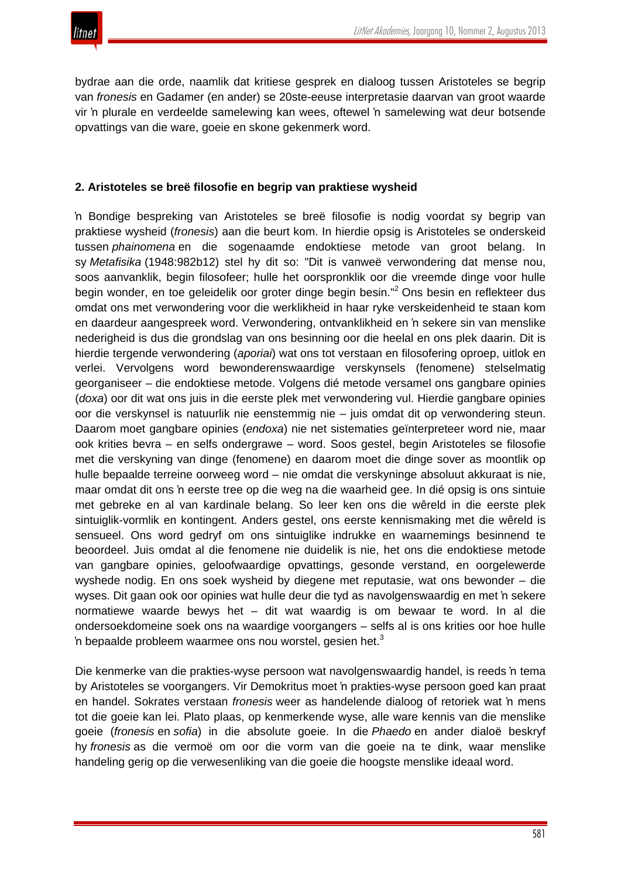bydrae aan die orde, naamlik dat kritiese gesprek en dialoog tussen Aristoteles se begrip van *fronesis* en Gadamer (en ander) se 20ste-eeuse interpretasie daarvan van groot waarde vir ŉ plurale en verdeelde samelewing kan wees, oftewel ŉ samelewing wat deur botsende opvattings van die ware, goeie en skone gekenmerk word.

## 2. Aristoteles se breë filosofie en begrip van praktiese wysheid

ŉ Bondige bespreking van Aristoteles se breë filosofie is nodig voordat sy begrip van praktiese wysheid (*fronesis*) aan die beurt kom. In hierdie opsig is Aristoteles se onderskeid tussen *phainomena* en die sogenaamde endoktiese metode van groot belang. In sy *Metafisika* (1948:982b12) stel hy dit so: "Dit is vanweë verwondering dat mense nou, soos aanvanklik, begin filosofeer; hulle het oorspronklik oor die vreemde dinge voor hulle begin wonder, en toe geleidelik oor groter dinge begin besin."[2] Ons besin en reflekteer dus omdat ons met verwondering voor die werklikheid in haar ryke verskeidenheid te staan kom en daardeur aangespreek word. Verwondering, ontvanklikheid en ŉ sekere sin van menslike nederigheid is dus die grondslag van ons besinning oor die heelal en ons plek daarin. Dit is hierdie tergende verwondering (*aporiai*) wat ons tot verstaan en filosofering oproep, uitlok en verlei. Vervolgens word bewonderenswaardige verskynsels (fenomene) stelselmatig georganiseer – die endoktiese metode. Volgens dié metode versamel ons gangbare opinies (*doxa*) oor dit wat ons juis in die eerste plek met verwondering vul. Hierdie gangbare opinies oor die verskynsel is natuurlik nie eenstemmig nie – juis omdat dit op verwondering steun. Daarom moet gangbare opinies (*endoxa*) nie net sistematies geïnterpreteer word nie, maar ook krities bevra – en selfs ondergrawe – word. Soos gestel, begin Aristoteles se filosofie met die verskyning van dinge (fenomene) en daarom moet die dinge sover as moontlik op hulle bepaalde terreine oorweeg word – nie omdat die verskyninge absoluut akkuraat is nie, maar omdat dit ons ŉ eerste tree op die weg na die waarheid gee. In dié opsig is ons sintuie met gebreke en al van kardinale belang. So leer ken ons die wêreld in die eerste plek sintuiglik-vormlik en kontingent. Anders gestel, ons eerste kennismaking met die wêreld is sensueel. Ons word gedryf om ons sintuiglike indrukke en waarnemings besinnend te beoordeel. Juis omdat al die fenomene nie duidelik is nie, het ons die endoktiese metode van gangbare opinies, geloofwaardige opvattings, gesonde verstand, en oorgelewerde wyshede nodig. En ons soek wysheid by diegene met reputasie, wat ons bewonder – die wyses. Dit gaan ook oor opinies wat hulle deur die tyd as navolgenswaardig en met ŉ sekere normatiewe waarde bewys het – dit wat waardig is om bewaar te word. In al die ondersoekdomeine soek ons na waardige voorgangers – selfs al is ons krities oor hoe hulle ŉ bepaalde probleem waarmee ons nou worstel, gesien het.[3]

Die kenmerke van die prakties-wyse persoon wat navolgenswaardig handel, is reeds ŉ tema by Aristoteles se voorgangers. Vir Demokritus moet ŉ prakties-wyse persoon goed kan praat en handel. Sokrates verstaan *fronesis* weer as handelende dialoog of retoriek wat ŉ mens tot die goeie kan lei. Plato plaas, op kenmerkende wyse, alle ware kennis van die menslike goeie (*fronesis* en *sofia*) in die absolute goeie. In die *Phaedo* en ander dialoë beskryf hy *fronesis* as die vermoë om oor die vorm van die goeie na te dink, waar menslike handeling gerig op die verwesenliking van die goeie die hoogste menslike ideaal word.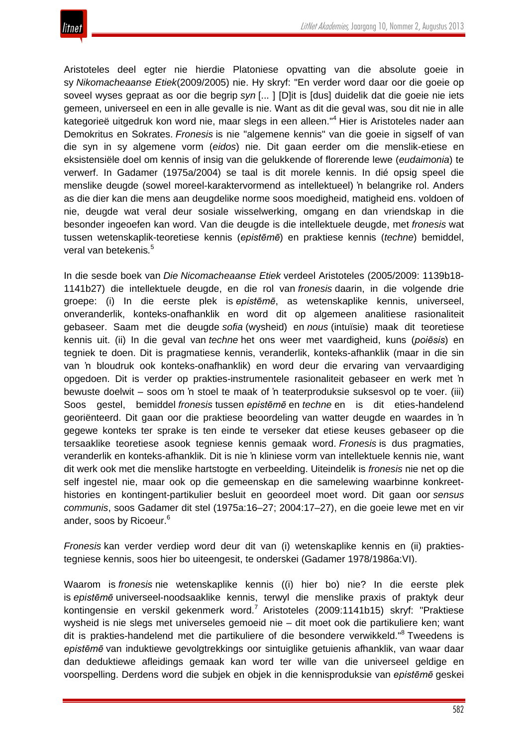Aristoteles deel egter nie hierdie Platoniese opvatting van die absolute goeie in sy *Nikomacheaanse Etiek*(2009/2005) nie. Hy skryf: "En verder word daar oor die goeie op soveel wyses gepraat as oor die begrip *syn* [... ] [D]it is [dus] duidelik dat die goeie nie iets gemeen, universeel en een in alle gevalle is nie. Want as dit die geval was, sou dit nie in alle kategorieë uitgedruk kon word nie, maar slegs in een alleen."[4] Hier is Aristoteles nader aan Demokritus en Sokrates. *Fronesis* is nie "algemene kennis" van die goeie in sigself of van die syn in sy algemene vorm (*eidos*) nie. Dit gaan eerder om die menslik-etiese en eksistensiële doel om kennis of insig van die gelukkende of florerende lewe (*eudaimonia*) te verwerf. In Gadamer (1975a/2004) se taal is dit morele kennis. In dié opsig speel die menslike deugde (sowel moreel-karaktervormend as intellektueel) 'n belangrike rol. Anders as die dier kan die mens aan deugdelike norme soos moedigheid, matigheid ens. voldoen of nie, deugde wat veral deur sosiale wisselwerking, omgang en dan vriendskap in die besonder ingeoefen kan word. Van die deugde is die intellektuele deugde, met *fronesis* wat tussen wetenskaplik-teoretiese kennis (*epistēmē*) en praktiese kennis (*techne*) bemiddel, veral van betekenis.[5]

In die sesde boek van *Die Nicomacheaanse Etiek* verdeel Aristoteles (2005/2009: 1139b18-1141b27) die intellektuele deugde, en die rol van *fronesis* daarin, in die volgende drie groepe: (i) In die eerste plek is *epistēmē*, as wetenskaplike kennis, universeel, onveranderlik, konteks-onafhanklik en word dit op algemeen analitiese rasionaliteit gebaseer. Saam met die deugde *sofia* (wysheid) en *nous* (intuïsie) maak dit teoretiese kennis uit. (ii) In die geval van *techne* het ons weer met vaardigheid, kuns (*poiēsis*) en tegniek te doen. Dit is pragmatiese kennis, veranderlik, konteks-afhanklik (maar in die sin van 'n bloudruk ook konteks-onafhanklik) en word deur die ervaring van vervaardiging opgedoen. Dit is verder op prakties-instrumentele rasionaliteit gebaseer en werk met 'n bewuste doelwit – soos om 'n stoel te maak of 'n teaterproduksie suksesvol op te voer. (iii) Soos gestel, bemiddel *fronesis* tussen *epistēmē* en *techne* en is dit eties-handelend georiënteerd. Dit gaan oor die praktiese beoordeling van watter deugde en waardes in 'n gegewe konteks ter sprake is ten einde te verseker dat etiese keuses gebaseer op die tersaaklike teoretiese asook tegniese kennis gemaak word. *Fronesis* is dus pragmaties, veranderlik en konteks-afhanklik. Dit is nie 'n kliniese vorm van intellektuele kennis nie, want dit werk ook met die menslike hartstogte en verbeelding. Uiteindelik is *fronesis* nie net op die self ingestel nie, maar ook op die gemeenskap en die samelewing waarbinne konkreet-histories en kontingent-partikulier besluit en geoordeel moet word. Dit gaan oor *sensus communis*, soos Gadamer dit stel (1975a:16–27; 2004:17–27), en die goeie lewe met en vir ander, soos by Ricoeur.[6]

*Fronesis* kan verder verdiep word deur dit van (i) wetenskaplike kennis en (ii) prakties-tegniese kennis, soos hier bo uiteengesit, te onderskei (Gadamer 1978/1986a:VI).

Waarom is *fronesis* nie wetenskaplike kennis ((i) hier bo) nie? In die eerste plek is *epistēmē* universeel-noodsaaklike kennis, terwyl die menslike praxis of praktyk deur kontingensie en verskil gekenmerk word.[7] Aristoteles (2009:1141b15) skryf: "Praktiese wysheid is nie slegs met universeles gemoeid nie – dit moet ook die partikuliere ken; want dit is prakties-handelend met die partikuliere of die besondere verwikkeld."[8] Tweedens is *epistēmē* van induktiewe gevolgtrekkings oor sintuiglike getuienis afhanklik, van waar daar dan deduktiewe afleidings gemaak kan word ter wille van die universeel geldige en voorspelling. Derdens word die subjek en objek in die kennisproduksie van *epistēmē* geskei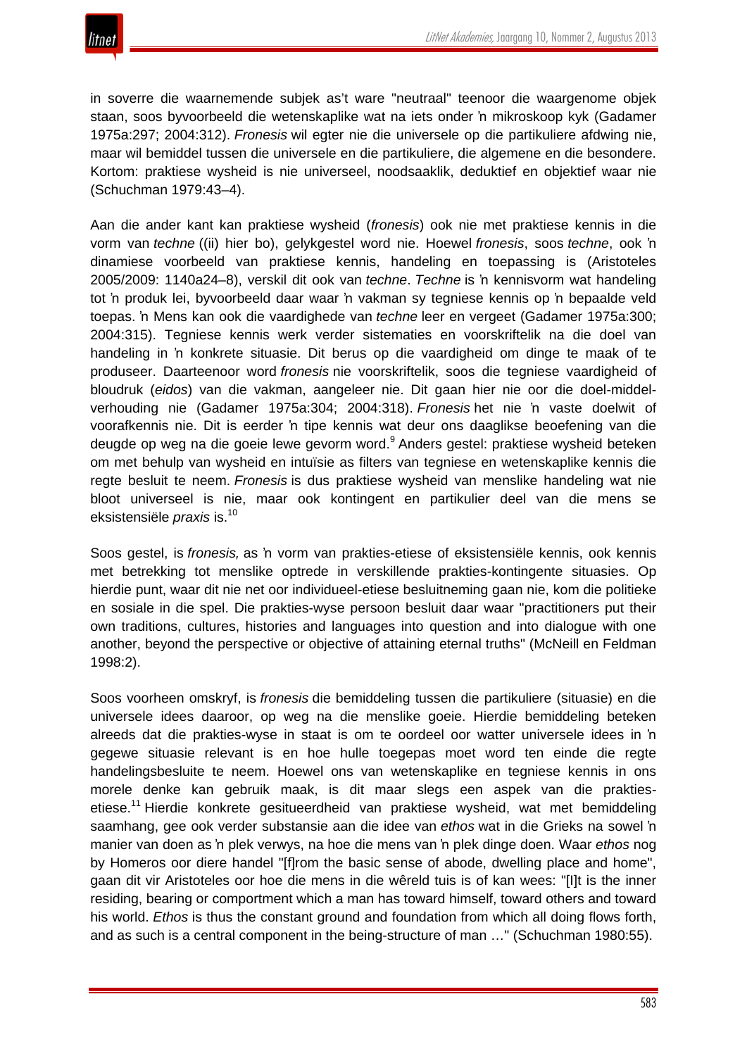in soverre die waarnemende subjek as't ware "neutraal" teenoor die waargenome objek staan, soos byvoorbeeld die wetenskaplike wat na iets onder ŉ mikroskoop kyk (Gadamer 1975a:297; 2004:312). *Fronesis* wil egter nie die universele op die partikuliere afdwing nie, maar wil bemiddel tussen die universele en die partikuliere, die algemene en die besondere. Kortom: praktiese wysheid is nie universeel, noodsaaklik, deduktief en objektief waar nie (Schuchman 1979:43–4).

Aan die ander kant kan praktiese wysheid (*fronesis*) ook nie met praktiese kennis in die vorm van *techne* ((ii) hier bo), gelykgestel word nie. Hoewel *fronesis*, soos *techne*, ook ŉ dinamiese voorbeeld van praktiese kennis, handeling en toepassing is (Aristoteles 2005/2009: 1140a24–8), verskil dit ook van *techne*. *Techne* is ŉ kennisvorm wat handeling tot ŉ produk lei, byvoorbeeld daar waar ŉ vakman sy tegniese kennis op ŉ bepaalde veld toepas. ŉ Mens kan ook die vaardighede van *techne* leer en vergeet (Gadamer 1975a:300; 2004:315). Tegniese kennis werk verder sistematies en voorskriftelik na die doel van handeling in ŉ konkrete situasie. Dit berus op die vaardigheid om dinge te maak of te produseer. Daarteenoor word *fronesis* nie voorskriftelik, soos die tegniese vaardigheid of bloudruk (*eidos*) van die vakman, aangeleer nie. Dit gaan hier nie oor die doel-middel-verhouding nie (Gadamer 1975a:304; 2004:318). *Fronesis* het nie ŉ vaste doelwit of voorafkennis nie. Dit is eerder ŉ tipe kennis wat deur ons daaglikse beoefening van die deugde op weg na die goeie lewe gevorm word.[9] Anders gestel: praktiese wysheid beteken om met behulp van wysheid en intuïsie as filters van tegniese en wetenskaplike kennis die regte besluit te neem. *Fronesis* is dus praktiese wysheid van menslike handeling wat nie bloot universeel is nie, maar ook kontingent en partikulier deel van die mens se eksistensiële *praxis* is.[10]

Soos gestel, is *fronesis,* as ŉ vorm van prakties-etiese of eksistensiële kennis, ook kennis met betrekking tot menslike optrede in verskillende prakties-kontingente situasies. Op hierdie punt, waar dit nie net oor individueel-etiese besluitneming gaan nie, kom die politieke en sosiale in die spel. Die prakties-wyse persoon besluit daar waar "practitioners put their own traditions, cultures, histories and languages into question and into dialogue with one another, beyond the perspective or objective of attaining eternal truths" (McNeill en Feldman 1998:2).

Soos voorheen omskryf, is *fronesis* die bemiddeling tussen die partikuliere (situasie) en die universele idees daaroor, op weg na die menslike goeie. Hierdie bemiddeling beteken alreeds dat die prakties-wyse in staat is om te oordeel oor watter universele idees in ŉ gegewe situasie relevant is en hoe hulle toegepas moet word ten einde die regte handelingsbesluite te neem. Hoewel ons van wetenskaplike en tegniese kennis in ons morele denke kan gebruik maak, is dit maar slegs een aspek van die prakties-etiese.[11] Hierdie konkrete gesitueerdheid van praktiese wysheid, wat met bemiddeling saamhang, gee ook verder substansie aan die idee van *ethos* wat in die Grieks na sowel ŉ manier van doen as ŉ plek verwys, na hoe die mens van ŉ plek dinge doen. Waar *ethos* nog by Homeros oor diere handel "[f]rom the basic sense of abode, dwelling place and home", gaan dit vir Aristoteles oor hoe die mens in die wêreld tuis is of kan wees: "[I]t is the inner residing, bearing or comportment which a man has toward himself, toward others and toward his world. *Ethos* is thus the constant ground and foundation from which all doing flows forth, and as such is a central component in the being-structure of man …" (Schuchman 1980:55).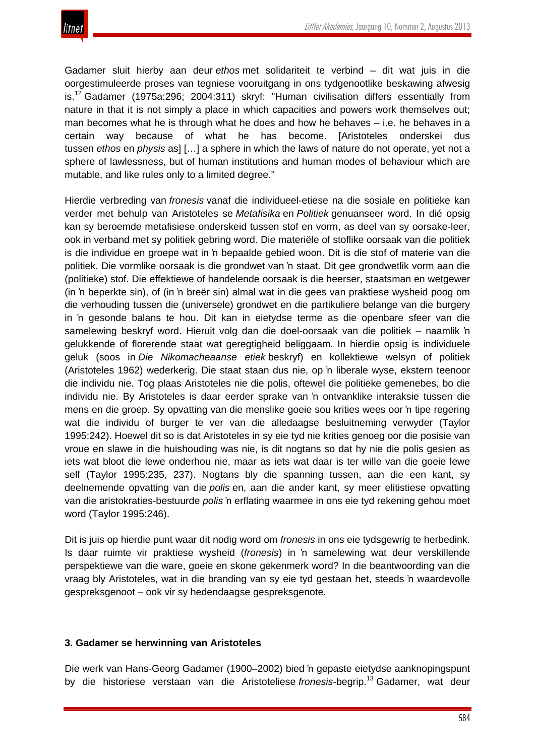Gadamer sluit hierby aan deur *ethos* met solidariteit te verbind – dit wat juis in die oorgestimuleerde proses van tegniese vooruitgang in ons tydgenootlike beskawing afwesig is.[12] Gadamer (1975a:296; 2004:311) skryf: "Human civilisation differs essentially from nature in that it is not simply a place in which capacities and powers work themselves out; man becomes what he is through what he does and how he behaves – i.e. he behaves in a certain way because of what he has become. [Aristoteles onderskei dus tussen *ethos* en *physis* as] […] a sphere in which the laws of nature do not operate, yet not a sphere of lawlessness, but of human institutions and human modes of behaviour which are mutable, and like rules only to a limited degree."

Hierdie verbreding van *fronesis* vanaf die individueel-etiese na die sosiale en politieke kan verder met behulp van Aristoteles se *Metafisika* en *Politiek* genuanseer word. In dié opsig kan sy beroemde metafisiese onderskeid tussen stof en vorm, as deel van sy oorsake-leer, ook in verband met sy politiek gebring word. Die materiële of stoflike oorsaak van die politiek is die individue en groepe wat in 'n bepaalde gebied woon. Dit is die stof of materie van die politiek. Die vormlike oorsaak is die grondwet van 'n staat. Dit gee grondwetlik vorm aan die (politieke) stof. Die effektiewe of handelende oorsaak is die heerser, staatsman en wetgewer (in 'n beperkte sin), of (in 'n breër sin) almal wat in die gees van praktiese wysheid poog om die verhouding tussen die (universele) grondwet en die partikuliere belange van die burgery in 'n gesonde balans te hou. Dit kan in eietydse terme as die openbare sfeer van die samelewing beskryf word. Hieruit volg dan die doel-oorsaak van die politiek – naamlik 'n gelukkende of florerende staat wat geregtigheid beliggaam. In hierdie opsig is individuele geluk (soos in *Die Nikomacheaanse etiek* beskryf) en kollektiewe welsyn of politiek (Aristoteles 1962) wederkerig. Die staat staan dus nie, op 'n liberale wyse, ekstern teenoor die individu nie. Tog plaas Aristoteles nie die polis, oftewel die politieke gemenebes, bo die individu nie. By Aristoteles is daar eerder sprake van 'n ontvanklike interaksie tussen die mens en die groep. Sy opvatting van die menslike goeie sou krities wees oor 'n tipe regering wat die individu of burger te ver van die alledaagse besluitneming verwyder (Taylor 1995:242). Hoewel dit so is dat Aristoteles in sy eie tyd nie krities genoeg oor die posisie van vroue en slawe in die huishouding was nie, is dit nogtans so dat hy nie die polis gesien as iets wat bloot die lewe onderhou nie, maar as iets wat daar is ter wille van die goeie lewe self (Taylor 1995:235, 237). Nogtans bly die spanning tussen, aan die een kant, sy deelnemende opvatting van die *polis* en, aan die ander kant, sy meer elitistiese opvatting van die aristokraties-bestuurde *polis* 'n erflating waarmee in ons eie tyd rekening gehou moet word (Taylor 1995:246).

Dit is juis op hierdie punt waar dit nodig word om *fronesis* in ons eie tydsgewrig te herbedink. Is daar ruimte vir praktiese wysheid (*fronesis*) in 'n samelewing wat deur verskillende perspektiewe van die ware, goeie en skone gekenmerk word? In die beantwoording van die vraag bly Aristoteles, wat in die branding van sy eie tyd gestaan het, steeds 'n waardevolle gespreksgenoot – ook vir sy hedendaagse gespreksgenote.

### 3. Gadamer se herwinning van Aristoteles

Die werk van Hans-Georg Gadamer (1900–2002) bied 'n gepaste eietydse aanknopingspunt by die historiese verstaan van die Aristoteliese *fronesis*-begrip.[13] Gadamer, wat deur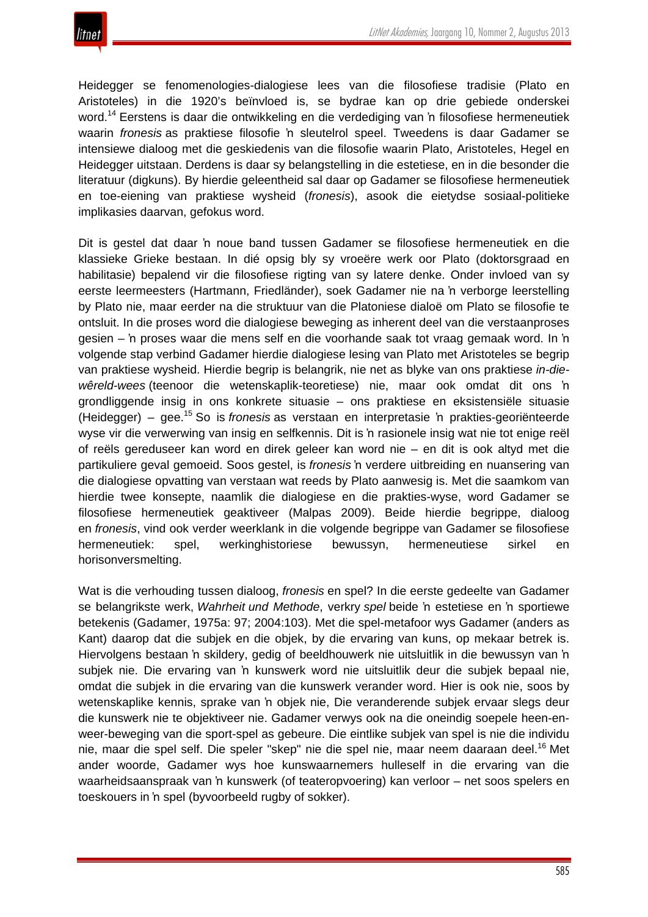Heidegger se fenomenologies-dialogiese lees van die filosofiese tradisie (Plato en Aristoteles) in die 1920's beïnvloed is, se bydrae kan op drie gebiede onderskei word.[14] Eerstens is daar die ontwikkeling en die verdediging van 'n filosofiese hermeneutiek waarin *fronesis* as praktiese filosofie 'n sleutelrol speel. Tweedens is daar Gadamer se intensiewe dialoog met die geskiedenis van die filosofie waarin Plato, Aristoteles, Hegel en Heidegger uitstaan. Derdens is daar sy belangstelling in die estetiese, en in die besonder die literatuur (digkuns). By hierdie geleentheid sal daar op Gadamer se filosofiese hermeneutiek en toe-eiening van praktiese wysheid (*fronesis*), asook die eietydse sosiaal-politieke implikasies daarvan, gefokus word.

Dit is gestel dat daar 'n noue band tussen Gadamer se filosofiese hermeneutiek en die klassieke Grieke bestaan. In dié opsig bly sy vroeëre werk oor Plato (doktorsgraad en habilitasie) bepalend vir die filosofiese rigting van sy latere denke. Onder invloed van sy eerste leermeesters (Hartmann, Friedländer), soek Gadamer nie na 'n verborge leerstelling by Plato nie, maar eerder na die struktuur van die Platoniese dialoë om Plato se filosofie te ontsluit. In die proses word die dialogiese beweging as inherent deel van die verstaanproses gesien – 'n proses waar die mens self en die voorhande saak tot vraag gemaak word. In 'n volgende stap verbind Gadamer hierdie dialogiese lesing van Plato met Aristoteles se begrip van praktiese wysheid. Hierdie begrip is belangrik, nie net as blyke van ons praktiese *in-die-wêreld-wees* (teenoor die wetenskaplik-teoretiese) nie, maar ook omdat dit ons 'n grondliggende insig in ons konkrete situasie – ons praktiese en eksistensiële situasie (Heidegger) – gee.[15] So is *fronesis* as verstaan en interpretasie 'n prakties-georiënteerde wyse vir die verwerwing van insig en selfkennis. Dit is 'n rasionele insig wat nie tot enige reël of reëls gereduseer kan word en direk geleer kan word nie – en dit is ook altyd met die partikuliere geval gemoeid. Soos gestel, is *fronesis* 'n verdere uitbreiding en nuansering van die dialogiese opvatting van verstaan wat reeds by Plato aanwesig is. Met die saamkom van hierdie twee konsepte, naamlik die dialogiese en die prakties-wyse, word Gadamer se filosofiese hermeneutiek geaktiveer (Malpas 2009). Beide hierdie begrippe, dialoog en *fronesis*, vind ook verder weerklank in die volgende begrippe van Gadamer se filosofiese hermeneutiek: spel, werkinghistoriese bewussyn, hermeneutiese sirkel en horisonversmelting.

Wat is die verhouding tussen dialoog, *fronesis* en spel? In die eerste gedeelte van Gadamer se belangrikste werk, *Wahrheit und Methode*, verkry *spel* beide 'n estetiese en 'n sportiewe betekenis (Gadamer, 1975a: 97; 2004:103). Met die spel-metafoor wys Gadamer (anders as Kant) daarop dat die subjek en die objek, by die ervaring van kuns, op mekaar betrek is. Hiervolgens bestaan 'n skildery, gedig of beeldhouwerk nie uitsluitlik in die bewussyn van 'n subjek nie. Die ervaring van 'n kunswerk word nie uitsluitlik deur die subjek bepaal nie, omdat die subjek in die ervaring van die kunswerk verander word. Hier is ook nie, soos by wetenskaplike kennis, sprake van 'n objek nie, Die veranderende subjek ervaar slegs deur die kunswerk nie te objektiveer nie. Gadamer verwys ook na die oneindig soepele heen-en-weer-beweging van die sport-spel as gebeure. Die eintlike subjek van spel is nie die individu nie, maar die spel self. Die speler "skep" nie die spel nie, maar neem daaraan deel.[16] Met ander woorde, Gadamer wys hoe kunswaarnemers hulleself in die ervaring van die waarheidsaanspraak van 'n kunswerk (of teateropvoering) kan verloor – net soos spelers en toeskouers in 'n spel (byvoorbeeld rugby of sokker).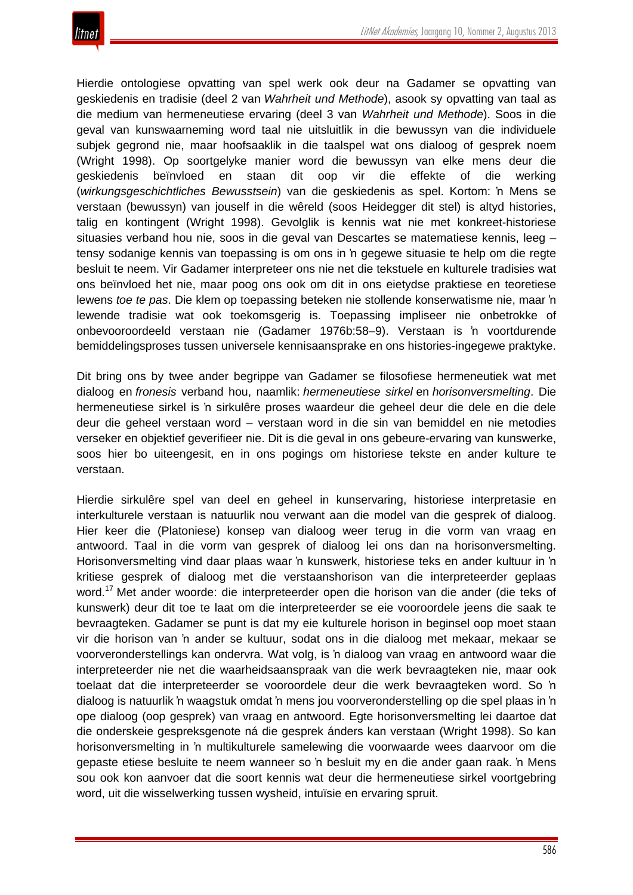Hierdie ontologiese opvatting van spel werk ook deur na Gadamer se opvatting van geskiedenis en tradisie (deel 2 van *Wahrheit und Methode*), asook sy opvatting van taal as die medium van hermeneutiese ervaring (deel 3 van *Wahrheit und Methode*). Soos in die geval van kunswaarneming word taal nie uitsluitlik in die bewussyn van die individuele subjek gegrond nie, maar hoofsaaklik in die taalspel wat ons dialoog of gesprek noem (Wright 1998). Op soortgelyke manier word die bewussyn van elke mens deur die geskiedenis beïnvloed en staan dit oop vir die effekte of die werking (*wirkungsgeschichtliches Bewusstsein*) van die geskiedenis as spel. Kortom: ŉ Mens se verstaan (bewussyn) van jouself in die wêreld (soos Heidegger dit stel) is altyd histories, talig en kontingent (Wright 1998). Gevolglik is kennis wat nie met konkreet-historiese situasies verband hou nie, soos in die geval van Descartes se matematiese kennis, leeg – tensy sodanige kennis van toepassing is om ons in ŉ gegewe situasie te help om die regte besluit te neem. Vir Gadamer interpreteer ons nie net die tekstuele en kulturele tradisies wat ons beïnvloed het nie, maar poog ons ook om dit in ons eietydse praktiese en teoretiese lewens *toe te pas*. Die klem op toepassing beteken nie stollende konserwatisme nie, maar ŉ lewende tradisie wat ook toekomsgerig is. Toepassing impliseer nie onbetrokke of onbevooroordeeld verstaan nie (Gadamer 1976b:58–9). Verstaan is ŉ voortdurende bemiddelingsproses tussen universele kennisaansprake en ons histories-ingegewe praktyke.

Dit bring ons by twee ander begrippe van Gadamer se filosofiese hermeneutiek wat met dialoog en *fronesis* verband hou, naamlik: *hermeneutiese sirkel* en *horisonversmelting*. Die hermeneutiese sirkel is ŉ sirkulêre proses waardeur die geheel deur die dele en die dele deur die geheel verstaan word – verstaan word in die sin van bemiddel en nie metodies verseker en objektief geverifieer nie. Dit is die geval in ons gebeure-ervaring van kunswerke, soos hier bo uiteengesit, en in ons pogings om historiese tekste en ander kulture te verstaan.

Hierdie sirkulêre spel van deel en geheel in kunservaring, historiese interpretasie en interkulturele verstaan is natuurlik nou verwant aan die model van die gesprek of dialoog. Hier keer die (Platoniese) konsep van dialoog weer terug in die vorm van vraag en antwoord. Taal in die vorm van gesprek of dialoog lei ons dan na horisonversmelting. Horisonversmelting vind daar plaas waar ŉ kunswerk, historiese teks en ander kultuur in ŉ kritiese gesprek of dialoog met die verstaanshorison van die interpreteerder geplaas word.[17] Met ander woorde: die interpreteerder open die horison van die ander (die teks of kunswerk) deur dit toe te laat om die interpreteerder se eie vooroordele jeens die saak te bevraagteken. Gadamer se punt is dat my eie kulturele horison in beginsel oop moet staan vir die horison van ŉ ander se kultuur, sodat ons in die dialoog met mekaar, mekaar se voorveronderstellings kan ondervra. Wat volg, is ŉ dialoog van vraag en antwoord waar die interpreteerder nie net die waarheidsaanspraak van die werk bevraagteken nie, maar ook toelaat dat die interpreteerder se vooroordele deur die werk bevraagteken word. So ŉ dialoog is natuurlik ŉ waagstuk omdat ŉ mens jou voorveronderstelling op die spel plaas in ŉ ope dialoog (oop gesprek) van vraag en antwoord. Egte horisonversmelting lei daartoe dat die onderskeie gespreksgenote ná die gesprek ánders kan verstaan (Wright 1998). So kan horisonversmelting in ŉ multikulturele samelewing die voorwaarde wees daarvoor om die gepaste etiese besluite te neem wanneer so ŉ besluit my en die ander gaan raak. ŉ Mens sou ook kon aanvoer dat die soort kennis wat deur die hermeneutiese sirkel voortgebring word, uit die wisselwerking tussen wysheid, intuïsie en ervaring spruit.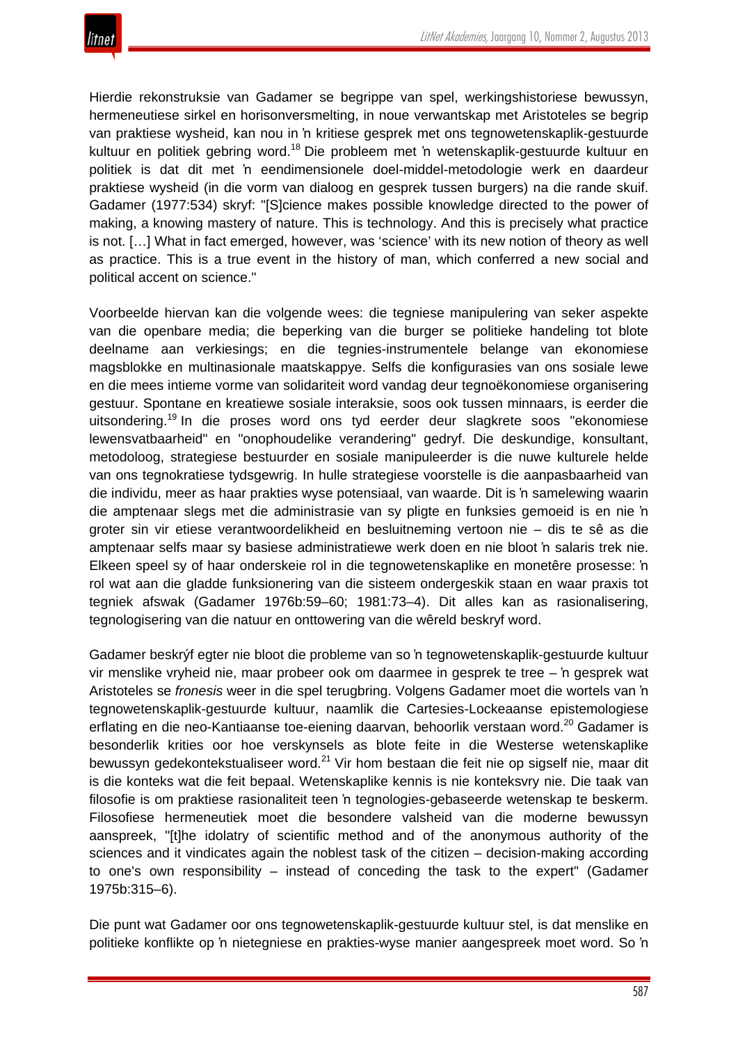Hierdie rekonstruksie van Gadamer se begrippe van spel, werkingshistoriese bewussyn, hermeneutiese sirkel en horisonversmelting, in noue verwantskap met Aristoteles se begrip van praktiese wysheid, kan nou in ŉ kritiese gesprek met ons tegnowetenskaplik-gestuurde kultuur en politiek gebring word.[18] Die probleem met ŉ wetenskaplik-gestuurde kultuur en politiek is dat dit met ŉ eendimensionele doel-middel-metodologie werk en daardeur praktiese wysheid (in die vorm van dialoog en gesprek tussen burgers) na die rande skuif. Gadamer (1977:534) skryf: "[S]cience makes possible knowledge directed to the power of making, a knowing mastery of nature. This is technology. And this is precisely what practice is not. […] What in fact emerged, however, was 'science' with its new notion of theory as well as practice. This is a true event in the history of man, which conferred a new social and political accent on science."

Voorbeelde hiervan kan die volgende wees: die tegniese manipulering van seker aspekte van die openbare media; die beperking van die burger se politieke handeling tot blote deelname aan verkiesings; en die tegnies-instrumentele belange van ekonomiese magsblokke en multinasionale maatskappye. Selfs die konfigurasies van ons sosiale lewe en die mees intieme vorme van solidariteit word vandag deur tegnoëkonomiese organisering gestuur. Spontane en kreatiewe sosiale interaksie, soos ook tussen minnaars, is eerder die uitsondering.[19] In die proses word ons tyd eerder deur slagkrete soos "ekonomiese lewensvatbaarheid" en "onophoudelike verandering" gedryf. Die deskundige, konsultant, metodoloog, strategiese bestuurder en sosiale manipuleerder is die nuwe kulturele helde van ons tegnokratiese tydsgewrig. In hulle strategiese voorstelle is die aanpasbaarheid van die individu, meer as haar prakties wyse potensiaal, van waarde. Dit is ŉ samelewing waarin die amptenaar slegs met die administrasie van sy pligte en funksies gemoeid is en nie ŉ groter sin vir etiese verantwoordelikheid en besluitneming vertoon nie – dis te sê as die amptenaar selfs maar sy basiese administratiewe werk doen en nie bloot ŉ salaris trek nie. Elkeen speel sy of haar onderskeie rol in die tegnowetenskaplike en monetêre prosesse: ŉ rol wat aan die gladde funksionering van die sisteem ondergeskik staan en waar praxis tot tegniek afswak (Gadamer 1976b:59–60; 1981:73–4). Dit alles kan as rasionalisering, tegnologisering van die natuur en onttowering van die wêreld beskryf word.

Gadamer beskrýf egter nie bloot die probleme van so ŉ tegnowetenskaplik-gestuurde kultuur vir menslike vryheid nie, maar probeer ook om daarmee in gesprek te tree – ŉ gesprek wat Aristoteles se *fronesis* weer in die spel terugbring. Volgens Gadamer moet die wortels van ŉ tegnowetenskaplik-gestuurde kultuur, naamlik die Cartesies-Lockeaanse epistemologiese erflating en die neo-Kantiaanse toe-eiening daarvan, behoorlik verstaan word.[20] Gadamer is besonderlik krities oor hoe verskynsels as blote feite in die Westerse wetenskaplike bewussyn gedekontekstualiseer word.[21] Vir hom bestaan die feit nie op sigself nie, maar dit is die konteks wat die feit bepaal. Wetenskaplike kennis is nie konteksvry nie. Die taak van filosofie is om praktiese rasionaliteit teen ŉ tegnologies-gebaseerde wetenskap te beskerm. Filosofiese hermeneutiek moet die besondere valsheid van die moderne bewussyn aanspreek, "[t]he idolatry of scientific method and of the anonymous authority of the sciences and it vindicates again the noblest task of the citizen – decision-making according to one's own responsibility – instead of conceding the task to the expert" (Gadamer 1975b:315–6).

Die punt wat Gadamer oor ons tegnowetenskaplik-gestuurde kultuur stel, is dat menslike en politieke konflikte op ŉ nietegniese en prakties-wyse manier aangespreek moet word. So ŉ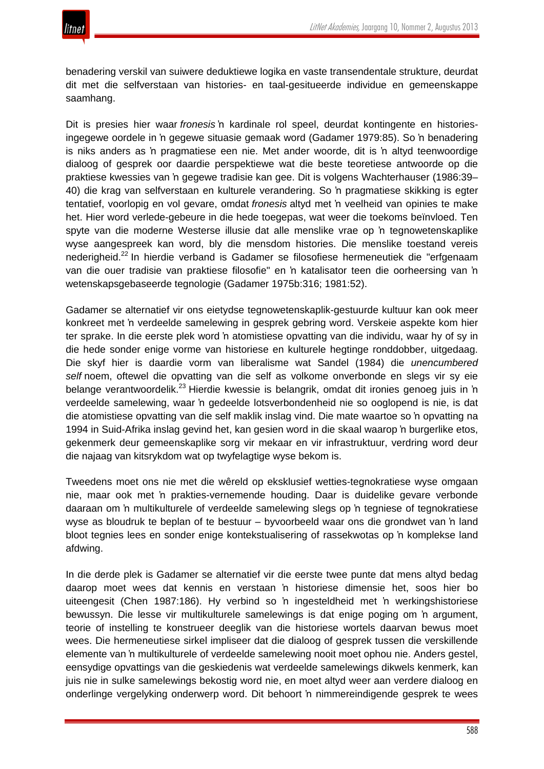benadering verskil van suiwere deduktiewe logika en vaste transendentale strukture, deurdat dit met die selfverstaan van histories- en taal-gesitueerde individue en gemeenskappe saamhang.

Dit is presies hier waar *fronesis* 'n kardinale rol speel, deurdat kontingente en histories-ingegewe oordele in 'n gegewe situasie gemaak word (Gadamer 1979:85). So 'n benadering is niks anders as 'n pragmatiese een nie. Met ander woorde, dit is 'n altyd teenwoordige dialoog of gesprek oor daardie perspektiewe wat die beste teoretiese antwoorde op die praktiese kwessies van 'n gegewe tradisie kan gee. Dit is volgens Wachterhauser (1986:39–40) die krag van selfverstaan en kulturele verandering. So 'n pragmatiese skikking is egter tentatief, voorlopig en vol gevare, omdat *fronesis* altyd met 'n veelheid van opinies te make het. Hier word verlede-gebeure in die hede toegepas, wat weer die toekoms beïnvloed. Ten spyte van die moderne Westerse illusie dat alle menslike vrae op 'n tegnowetenskaplike wyse aangespreek kan word, bly die mensdom histories. Die menslike toestand vereis nederigheid.[22] In hierdie verband is Gadamer se filosofiese hermeneutiek die "erfgenaam van die ouer tradisie van praktiese filosofie" en 'n katalisator teen die oorheersing van 'n wetenskapsgebaseerde tegnologie (Gadamer 1975b:316; 1981:52).

Gadamer se alternatief vir ons eietydse tegnowetenskaplik-gestuurde kultuur kan ook meer konkreet met 'n verdeelde samelewing in gesprek gebring word. Verskeie aspekte kom hier ter sprake. In die eerste plek word 'n atomistiese opvatting van die individu, waar hy of sy in die hede sonder enige vorme van historiese en kulturele hegtinge ronddobber, uitgedaag. Die skyf hier is daardie vorm van liberalisme wat Sandel (1984) die *unencumbered self* noem, oftewel die opvatting van die self as volkome onverbonde en slegs vir sy eie belange verantwoordelik.[23] Hierdie kwessie is belangrik, omdat dit ironies genoeg juis in 'n verdeelde samelewing, waar 'n gedeelde lotsverbondenheid nie so ooglopend is nie, is dat die atomistiese opvatting van die self maklik inslag vind. Die mate waartoe so 'n opvatting na 1994 in Suid-Afrika inslag gevind het, kan gesien word in die skaal waarop 'n burgerlike etos, gekenmerk deur gemeenskaplike sorg vir mekaar en vir infrastruktuur, verdring word deur die najaag van kitsrykdom wat op twyfelagtige wyse bekom is.

Tweedens moet ons nie met die wêreld op eksklusief wetties-tegnokratiese wyse omgaan nie, maar ook met 'n prakties-vernemende houding. Daar is duidelike gevare verbonde daaraan om 'n multikulturele of verdeelde samelewing slegs op 'n tegniese of tegnokratiese wyse as bloudruk te beplan of te bestuur – byvoorbeeld waar ons die grondwet van 'n land bloot tegnies lees en sonder enige kontekstualisering of rassekwotas op 'n komplekse land afdwing.

In die derde plek is Gadamer se alternatief vir die eerste twee punte dat mens altyd bedag daarop moet wees dat kennis en verstaan 'n historiese dimensie het, soos hier bo uiteengesit (Chen 1987:186). Hy verbind so 'n ingesteldheid met 'n werkingshistoriese bewussyn. Die lesse vir multikulturele samelewings is dat enige poging om 'n argument, teorie of instelling te konstrueer deeglik van die historiese wortels daarvan bewus moet wees. Die hermeneutiese sirkel impliseer dat die dialoog of gesprek tussen die verskillende elemente van 'n multikulturele of verdeelde samelewing nooit moet ophou nie. Anders gestel, eensydige opvattings van die geskiedenis wat verdeelde samelewings dikwels kenmerk, kan juis nie in sulke samelewings bekostig word nie, en moet altyd weer aan verdere dialoog en onderlinge vergelyking onderwerp word. Dit behoort 'n nimmereindigende gesprek te wees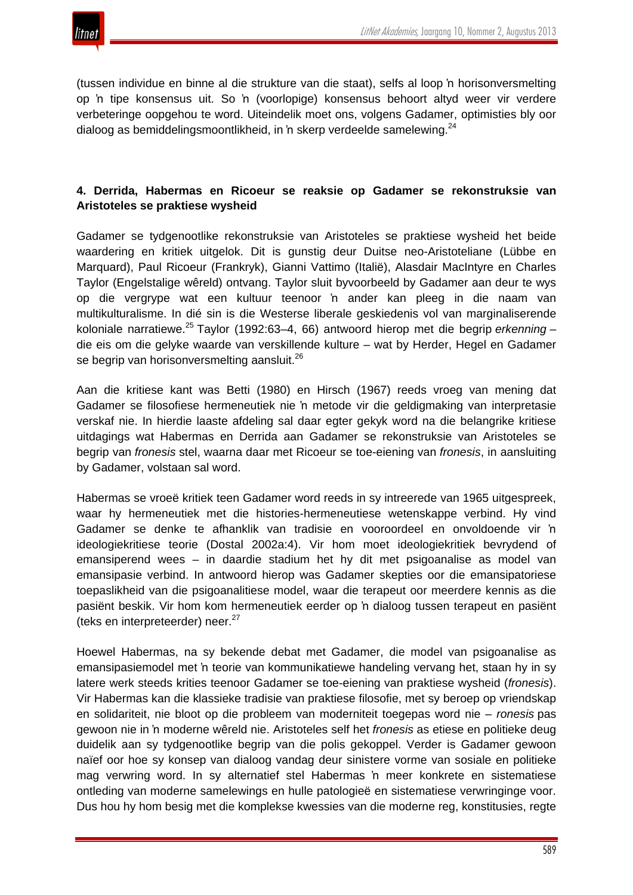(tussen individue en binne al die strukture van die staat), selfs al loop ŉ horisonversmelting op ŉ tipe konsensus uit. So ŉ (voorlopige) konsensus behoort altyd weer vir verdere verbeteringe oopgehou te word. Uiteindelik moet ons, volgens Gadamer, optimisties bly oor dialoog as bemiddelingsmoontlikheid, in ŉ skerp verdeelde samelewing.[24]

### 4. Derrida, Habermas en Ricoeur se reaksie op Gadamer se rekonstruksie van Aristoteles se praktiese wysheid

Gadamer se tydgenootlike rekonstruksie van Aristoteles se praktiese wysheid het beide waardering en kritiek uitgelok. Dit is gunstig deur Duitse neo-Aristoteliane (Lübbe en Marquard), Paul Ricoeur (Frankryk), Gianni Vattimo (Italië), Alasdair MacIntyre en Charles Taylor (Engelstalige wêreld) ontvang. Taylor sluit byvoorbeeld by Gadamer aan deur te wys op die vergrype wat een kultuur teenoor ŉ ander kan pleeg in die naam van multikulturalisme. In dié sin is die Westerse liberale geskiedenis vol van marginaliserende koloniale narratiewe.[25] Taylor (1992:63–4, 66) antwoord hierop met die begrip *erkenning* – die eis om die gelyke waarde van verskillende kulture – wat by Herder, Hegel en Gadamer se begrip van horisonversmelting aansluit.[26]

Aan die kritiese kant was Betti (1980) en Hirsch (1967) reeds vroeg van mening dat Gadamer se filosofiese hermeneutiek nie ŉ metode vir die geldigmaking van interpretasie verskaf nie. In hierdie laaste afdeling sal daar egter gekyk word na die belangrike kritiese uitdagings wat Habermas en Derrida aan Gadamer se rekonstruksie van Aristoteles se begrip van *fronesis* stel, waarna daar met Ricoeur se toe-eiening van *fronesis*, in aansluiting by Gadamer, volstaan sal word.

Habermas se vroeë kritiek teen Gadamer word reeds in sy intreerede van 1965 uitgespreek, waar hy hermeneutiek met die histories-hermeneutiese wetenskappe verbind. Hy vind Gadamer se denke te afhanklik van tradisie en vooroordeel en onvoldoende vir ŉ ideologiekritiese teorie (Dostal 2002a:4). Vir hom moet ideologiekritiek bevrydend of emansiperend wees – in daardie stadium het hy dit met psigoanalise as model van emansipasie verbind. In antwoord hierop was Gadamer skepties oor die emansipatoriese toepaslikheid van die psigoanalitiese model, waar die terapeut oor meerdere kennis as die pasiënt beskik. Vir hom kom hermeneutiek eerder op ŉ dialoog tussen terapeut en pasiënt (teks en interpreteerder) neer.[27]

Hoewel Habermas, na sy bekende debat met Gadamer, die model van psigoanalise as emansipasiemodel met ŉ teorie van kommunikatiewe handeling vervang het, staan hy in sy latere werk steeds krities teenoor Gadamer se toe-eiening van praktiese wysheid (*fronesis*). Vir Habermas kan die klassieke tradisie van praktiese filosofie, met sy beroep op vriendskap en solidariteit, nie bloot op die probleem van moderniteit toegepas word nie – *ronesis* pas gewoon nie in ŉ moderne wêreld nie. Aristoteles self het *fronesis* as etiese en politieke deug duidelik aan sy tydgenootlike begrip van die polis gekoppel. Verder is Gadamer gewoon naïef oor hoe sy konsep van dialoog vandag deur sinistere vorme van sosiale en politieke mag verwring word. In sy alternatief stel Habermas ŉ meer konkrete en sistematiese ontleding van moderne samelewings en hulle patologieë en sistematiese verwringinge voor. Dus hou hy hom besig met die komplekse kwessies van die moderne reg, konstitusies, regte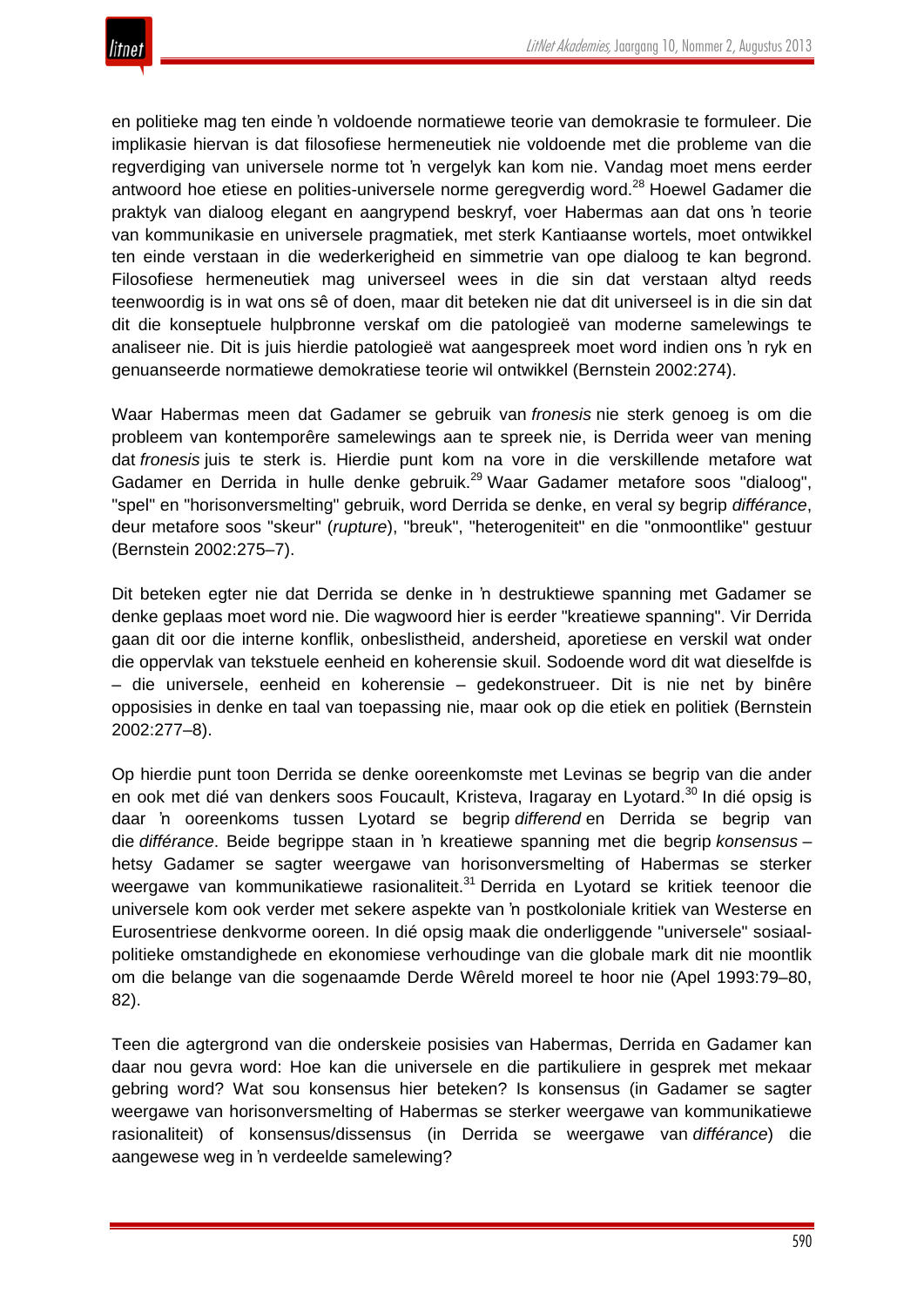en politieke mag ten einde ŉ voldoende normatiewe teorie van demokrasie te formuleer. Die implikasie hiervan is dat filosofiese hermeneutiek nie voldoende met die probleme van die regverdiging van universele norme tot ŉ vergelyk kan kom nie. Vandag moet mens eerder antwoord hoe etiese en polities-universele norme geregverdig word.[28] Hoewel Gadamer die praktyk van dialoog elegant en aangrypend beskryf, voer Habermas aan dat ons ŉ teorie van kommunikasie en universele pragmatiek, met sterk Kantiaanse wortels, moet ontwikkel ten einde verstaan in die wederkerigheid en simmetrie van ope dialoog te kan begrond. Filosofiese hermeneutiek mag universeel wees in die sin dat verstaan altyd reeds teenwoordig is in wat ons sê of doen, maar dit beteken nie dat dit universeel is in die sin dat dit die konseptuele hulpbronne verskaf om die patologieë van moderne samelewings te analiseer nie. Dit is juis hierdie patologieë wat aangespreek moet word indien ons ŉ ryk en genuanseerde normatiewe demokratiese teorie wil ontwikkel (Bernstein 2002:274).

Waar Habermas meen dat Gadamer se gebruik van *fronesis* nie sterk genoeg is om die probleem van kontemporêre samelewings aan te spreek nie, is Derrida weer van mening dat *fronesis* juis te sterk is. Hierdie punt kom na vore in die verskillende metafore wat Gadamer en Derrida in hulle denke gebruik.[29] Waar Gadamer metafore soos "dialoog", "spel" en "horisonversmelting" gebruik, word Derrida se denke, en veral sy begrip *différance*, deur metafore soos "skeur" (*rupture*), "breuk", "heterogeniteit" en die "onmoontlike" gestuur (Bernstein 2002:275–7).

Dit beteken egter nie dat Derrida se denke in ŉ destruktiewe spanning met Gadamer se denke geplaas moet word nie. Die wagwoord hier is eerder "kreatiewe spanning". Vir Derrida gaan dit oor die interne konflik, onbeslistheid, andersheid, aporetiese en verskil wat onder die oppervlak van tekstuele eenheid en koherensie skuil. Sodoende word dit wat dieselfde is – die universele, eenheid en koherensie – gedekonstrueer. Dit is nie net by binêre opposisies in denke en taal van toepassing nie, maar ook op die etiek en politiek (Bernstein 2002:277–8).

Op hierdie punt toon Derrida se denke ooreenkomste met Levinas se begrip van die ander en ook met dié van denkers soos Foucault, Kristeva, Iragaray en Lyotard.[30] In dié opsig is daar ŉ ooreenkoms tussen Lyotard se begrip *differend* en Derrida se begrip van die *différance*. Beide begrippe staan in ŉ kreatiewe spanning met die begrip *konsensus* – hetsy Gadamer se sagter weergawe van horisonversmelting of Habermas se sterker weergawe van kommunikatiewe rasionaliteit.[31] Derrida en Lyotard se kritiek teenoor die universele kom ook verder met sekere aspekte van ŉ postkoloniale kritiek van Westerse en Eurosentriese denkvorme ooreen. In dié opsig maak die onderliggende "universele" sosiaal-politieke omstandighede en ekonomiese verhoudinge van die globale mark dit nie moontlik om die belange van die sogenaamde Derde Wêreld moreel te hoor nie (Apel 1993:79–80, 82).

Teen die agtergrond van die onderskeie posisies van Habermas, Derrida en Gadamer kan daar nou gevra word: Hoe kan die universele en die partikuliere in gesprek met mekaar gebring word? Wat sou konsensus hier beteken? Is konsensus (in Gadamer se sagter weergawe van horisonversmelting of Habermas se sterker weergawe van kommunikatiewe rasionaliteit) of konsensus/dissensus (in Derrida se weergawe van *différance*) die aangewese weg in ŉ verdeelde samelewing?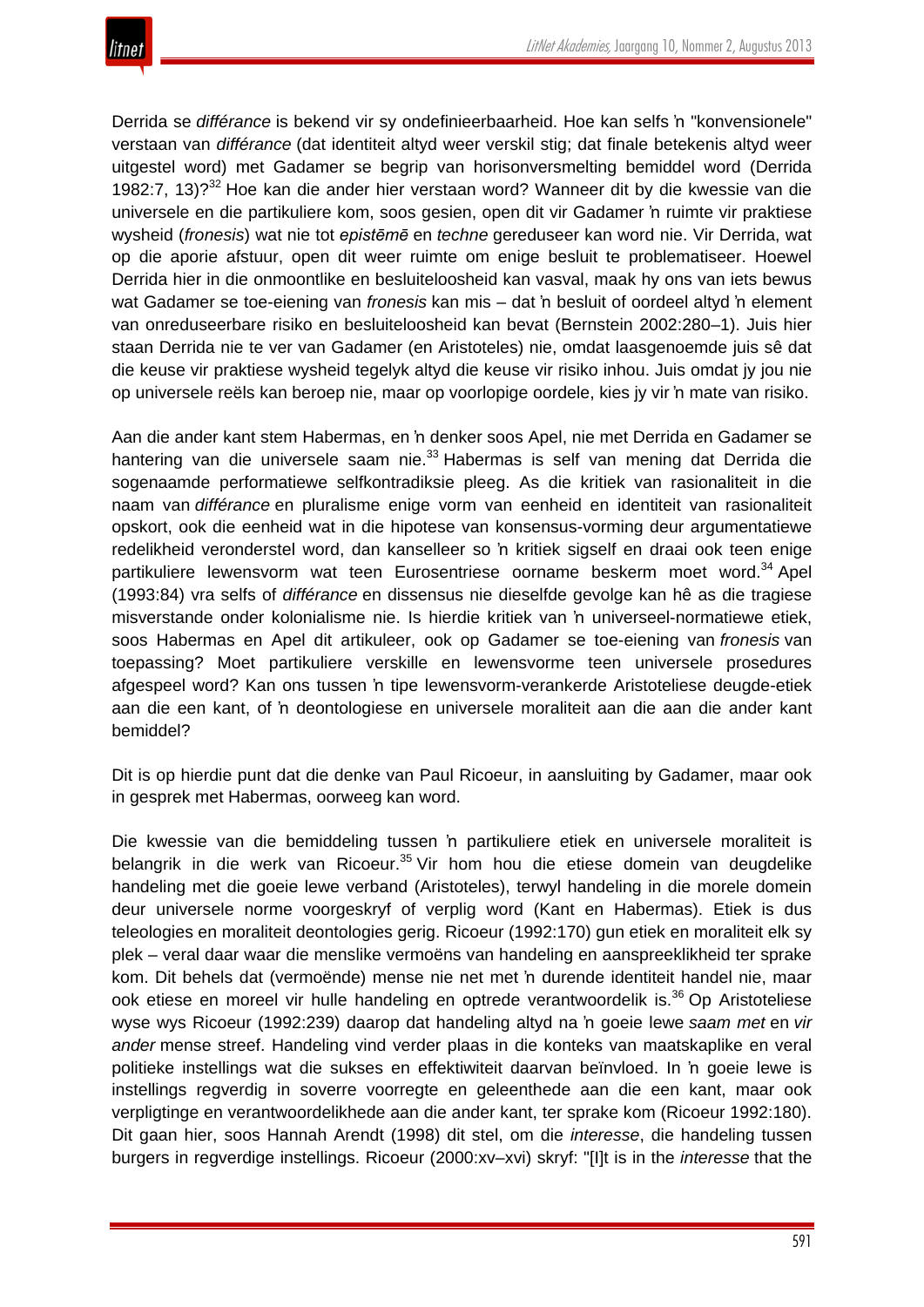Derrida se *différance* is bekend vir sy ondefinieerbaarheid. Hoe kan selfs 'n "konvensionele" verstaan van *différance* (dat identiteit altyd weer verskil stig; dat finale betekenis altyd weer uitgestel word) met Gadamer se begrip van horisonversmelting bemiddel word (Derrida 1982:7, 13)?[32] Hoe kan die ander hier verstaan word? Wanneer dit by die kwessie van die universele en die partikuliere kom, soos gesien, open dit vir Gadamer 'n ruimte vir praktiese wysheid (*fronesis*) wat nie tot *epistēmē* en *techne* gereduseer kan word nie. Vir Derrida, wat op die aporie afstuur, open dit weer ruimte om enige besluit te problematiseer. Hoewel Derrida hier in die onmoontlike en besluiteloosheid kan vasval, maak hy ons van iets bewus wat Gadamer se toe-eiening van *fronesis* kan mis – dat 'n besluit of oordeel altyd 'n element van onreduseerbare risiko en besluiteloosheid kan bevat (Bernstein 2002:280–1). Juis hier staan Derrida nie te ver van Gadamer (en Aristoteles) nie, omdat laasgenoemde juis sê dat die keuse vir praktiese wysheid tegelyk altyd die keuse vir risiko inhou. Juis omdat jy jou nie op universele reëls kan beroep nie, maar op voorlopige oordele, kies jy vir 'n mate van risiko.

Aan die ander kant stem Habermas, en 'n denker soos Apel, nie met Derrida en Gadamer se hantering van die universele saam nie.[33] Habermas is self van mening dat Derrida die sogenaamde performatiewe selfkontradiksie pleeg. As die kritiek van rasionaliteit in die naam van *différance* en pluralisme enige vorm van eenheid en identiteit van rasionaliteit opskort, ook die eenheid wat in die hipotese van konsensus-vorming deur argumentatiewe redelikheid veronderstel word, dan kanselleer so 'n kritiek sigself en draai ook teen enige partikuliere lewensvorm wat teen Eurosentriese oorname beskerm moet word.[34] Apel (1993:84) vra selfs of *différance* en dissensus nie dieselfde gevolge kan hê as die tragiese misverstande onder kolonialisme nie. Is hierdie kritiek van 'n universeel-normatiewe etiek, soos Habermas en Apel dit artikuleer, ook op Gadamer se toe-eiening van *fronesis* van toepassing? Moet partikuliere verskille en lewensvorme teen universele prosedures afgespeel word? Kan ons tussen 'n tipe lewensvorm-verankerde Aristoteliese deugde-etiek aan die een kant, of 'n deontologiese en universele moraliteit aan die aan die ander kant bemiddel?

Dit is op hierdie punt dat die denke van Paul Ricoeur, in aansluiting by Gadamer, maar ook in gesprek met Habermas, oorweeg kan word.

Die kwessie van die bemiddeling tussen 'n partikuliere etiek en universele moraliteit is belangrik in die werk van Ricoeur.[35] Vir hom hou die etiese domein van deugdelike handeling met die goeie lewe verband (Aristoteles), terwyl handeling in die morele domein deur universele norme voorgeskryf of verplig word (Kant en Habermas). Etiek is dus teleologies en moraliteit deontologies gerig. Ricoeur (1992:170) gun etiek en moraliteit elk sy plek – veral daar waar die menslike vermoëns van handeling en aanspreeklikheid ter sprake kom. Dit behels dat (vermoënde) mense nie net met 'n durende identiteit handel nie, maar ook etiese en moreel vir hulle handeling en optrede verantwoordelik is.[36] Op Aristoteliese wyse wys Ricoeur (1992:239) daarop dat handeling altyd na 'n goeie lewe *saam met* en *vir ander* mense streef. Handeling vind verder plaas in die konteks van maatskaplike en veral politieke instellings wat die sukses en effektiwiteit daarvan beïnvloed. In 'n goeie lewe is instellings regverdig in soverre voorregte en geleenthede aan die een kant, maar ook verpligtinge en verantwoordelikhede aan die ander kant, ter sprake kom (Ricoeur 1992:180). Dit gaan hier, soos Hannah Arendt (1998) dit stel, om die *interesse*, die handeling tussen burgers in regverdige instellings. Ricoeur (2000:xv–xvi) skryf: "[I]t is in the *interesse* that the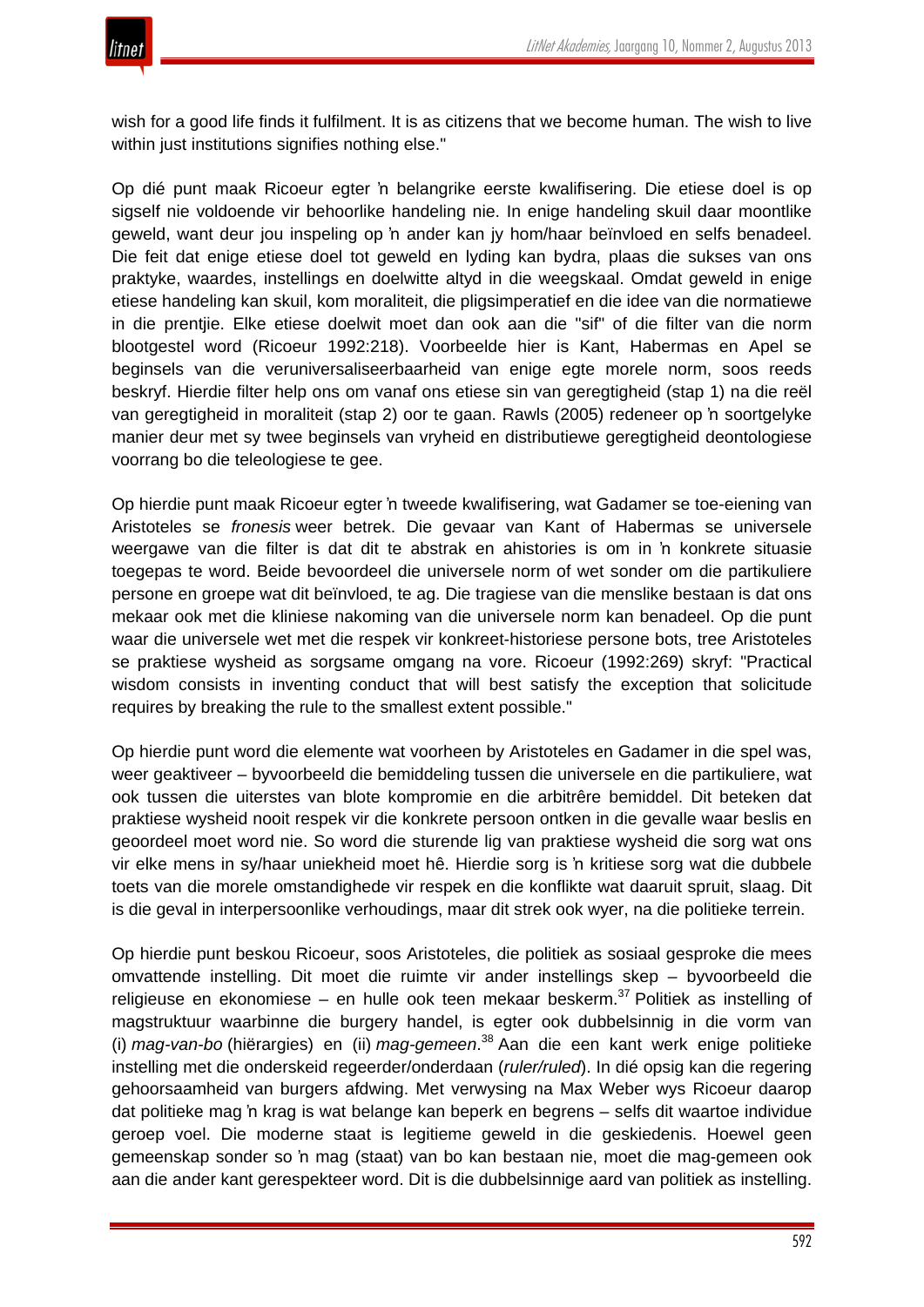wish for a good life finds it fulfilment. It is as citizens that we become human. The wish to live within just institutions signifies nothing else."

Op dié punt maak Ricoeur egter 'n belangrike eerste kwalifisering. Die etiese doel is op sigself nie voldoende vir behoorlike handeling nie. In enige handeling skuil daar moontlike geweld, want deur jou inspeling op 'n ander kan jy hom/haar beïnvloed en selfs benadeel. Die feit dat enige etiese doel tot geweld en lyding kan bydra, plaas die sukses van ons praktyke, waardes, instellings en doelwitte altyd in die weegskaal. Omdat geweld in enige etiese handeling kan skuil, kom moraliteit, die pligsimperatief en die idee van die normatiewe in die prentjie. Elke etiese doelwit moet dan ook aan die "sif" of die filter van die norm blootgestel word (Ricoeur 1992:218). Voorbeelde hier is Kant, Habermas en Apel se beginsels van die veruniversaliseerbaarheid van enige egte morele norm, soos reeds beskryf. Hierdie filter help ons om vanaf ons etiese sin van geregtigheid (stap 1) na die reël van geregtigheid in moraliteit (stap 2) oor te gaan. Rawls (2005) redeneer op 'n soortgelyke manier deur met sy twee beginsels van vryheid en distributiewe geregtigheid deontologiese voorrang bo die teleologiese te gee.

Op hierdie punt maak Ricoeur egter 'n tweede kwalifisering, wat Gadamer se toe-eiening van Aristoteles se *fronesis* weer betrek. Die gevaar van Kant of Habermas se universele weergawe van die filter is dat dit te abstrak en ahistories is om in 'n konkrete situasie toegepas te word. Beide bevoordeel die universele norm of wet sonder om die partikuliere persone en groepe wat dit beïnvloed, te ag. Die tragiese van die menslike bestaan is dat ons mekaar ook met die kliniese nakoming van die universele norm kan benadeel. Op die punt waar die universele wet met die respek vir konkreet-historiese persone bots, tree Aristoteles se praktiese wysheid as sorgsame omgang na vore. Ricoeur (1992:269) skryf: "Practical wisdom consists in inventing conduct that will best satisfy the exception that solicitude requires by breaking the rule to the smallest extent possible."

Op hierdie punt word die elemente wat voorheen by Aristoteles en Gadamer in die spel was, weer geaktiveer – byvoorbeeld die bemiddeling tussen die universele en die partikuliere, wat ook tussen die uiterstes van blote kompromie en die arbitrêre bemiddel. Dit beteken dat praktiese wysheid nooit respek vir die konkrete persoon ontken in die gevalle waar beslis en geoordeel moet word nie. So word die sturende lig van praktiese wysheid die sorg wat ons vir elke mens in sy/haar uniekheid moet hê. Hierdie sorg is 'n kritiese sorg wat die dubbele toets van die morele omstandighede vir respek en die konflikte wat daaruit spruit, slaag. Dit is die geval in interpersoonlike verhoudings, maar dit strek ook wyer, na die politieke terrein.

Op hierdie punt beskou Ricoeur, soos Aristoteles, die politiek as sosiaal gesproke die mees omvattende instelling. Dit moet die ruimte vir ander instellings skep – byvoorbeeld die religieuse en ekonomiese – en hulle ook teen mekaar beskerm.[37] Politiek as instelling of magstruktuur waarbinne die burgery handel, is egter ook dubbelsinnig in die vorm van (i) *mag-van-bo* (hiërargies) en (ii) *mag-gemeen*.[38] Aan die een kant werk enige politieke instelling met die onderskeid regeerder/onderdaan (*ruler/ruled*). In dié opsig kan die regering gehoorsaamheid van burgers afdwing. Met verwysing na Max Weber wys Ricoeur daarop dat politieke mag 'n krag is wat belange kan beperk en begrens – selfs dit waartoe individue geroep voel. Die moderne staat is legitieme geweld in die geskiedenis. Hoewel geen gemeenskap sonder so 'n mag (staat) van bo kan bestaan nie, moet die mag-gemeen ook aan die ander kant gerespekteer word. Dit is die dubbelsinnige aard van politiek as instelling.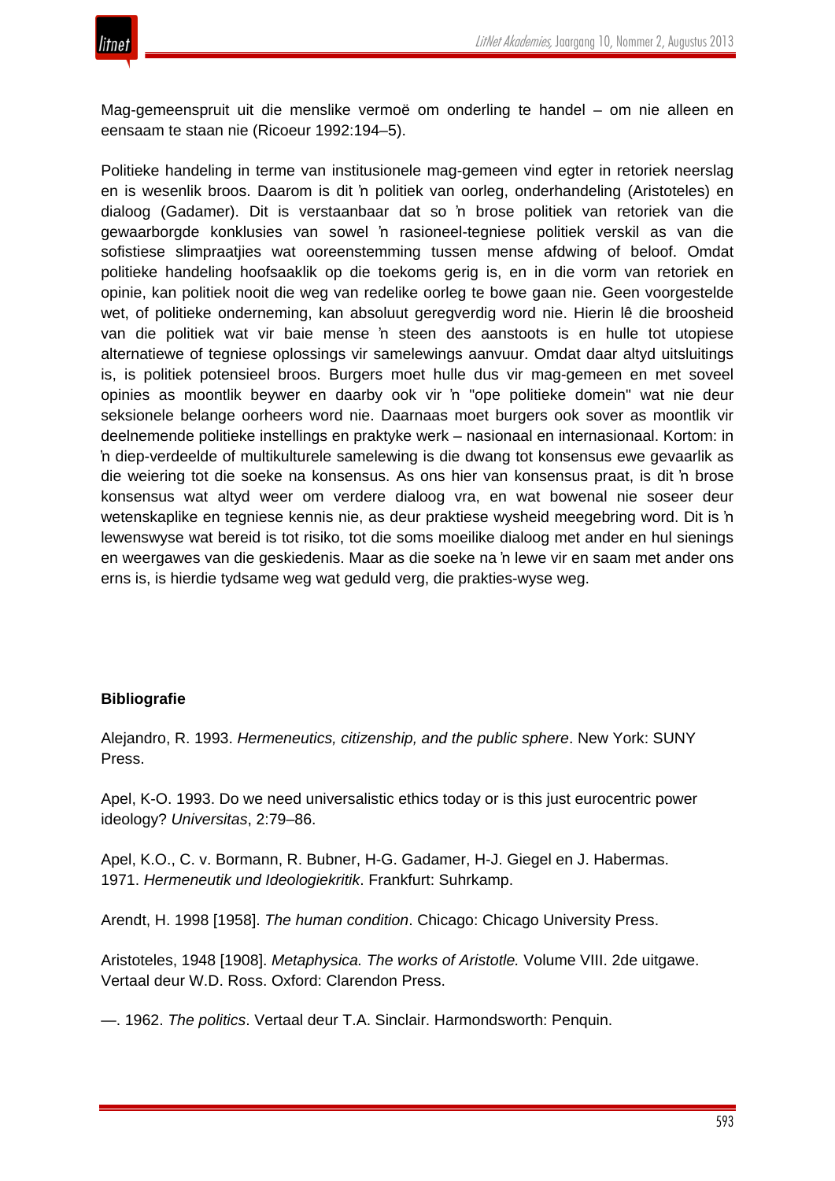Mag-gemeenspruit uit die menslike vermoë om onderling te handel – om nie alleen en eensaam te staan nie (Ricoeur 1992:194–5).

Politieke handeling in terme van institusionele mag-gemeen vind egter in retoriek neerslag en is wesenlik broos. Daarom is dit ŉ politiek van oorleg, onderhandeling (Aristoteles) en dialoog (Gadamer). Dit is verstaanbaar dat so ŉ brose politiek van retoriek van die gewaarborgde konklusies van sowel ŉ rasioneel-tegniese politiek verskil as van die sofistiese slimpraatjies wat ooreenstemming tussen mense afdwing of beloof. Omdat politieke handeling hoofsaaklik op die toekoms gerig is, en in die vorm van retoriek en opinie, kan politiek nooit die weg van redelike oorleg te bowe gaan nie. Geen voorgestelde wet, of politieke onderneming, kan absoluut geregverdig word nie. Hierin lê die broosheid van die politiek wat vir baie mense ŉ steen des aanstoots is en hulle tot utopiese alternatiewe of tegniese oplossings vir samelewings aanvuur. Omdat daar altyd uitsluitings is, is politiek potensieel broos. Burgers moet hulle dus vir mag-gemeen en met soveel opinies as moontlik beywer en daarby ook vir ŉ "ope politieke domein" wat nie deur seksionele belange oorheers word nie. Daarnaas moet burgers ook sover as moontlik vir deelnemende politieke instellings en praktyke werk – nasionaal en internasionaal. Kortom: in ŉ diep-verdeelde of multikulturele samelewing is die dwang tot konsensus ewe gevaarlik as die weiering tot die soeke na konsensus. As ons hier van konsensus praat, is dit ŉ brose konsensus wat altyd weer om verdere dialoog vra, en wat bowenal nie soseer deur wetenskaplike en tegniese kennis nie, as deur praktiese wysheid meegebring word. Dit is ŉ lewenswyse wat bereid is tot risiko, tot die soms moeilike dialoog met ander en hul sienings en weergawes van die geskiedenis. Maar as die soeke na ŉ lewe vir en saam met ander ons erns is, is hierdie tydsame weg wat geduld verg, die prakties-wyse weg.

**Bibliografie**

Alejandro, R. 1993. *Hermeneutics, citizenship, and the public sphere*. New York: SUNY Press.

Apel, K-O. 1993. Do we need universalistic ethics today or is this just eurocentric power ideology? *Universitas*, 2:79–86.

Apel, K.O., C. v. Bormann, R. Bubner, H-G. Gadamer, H-J. Giegel en J. Habermas. 1971. *Hermeneutik und Ideologiekritik*. Frankfurt: Suhrkamp.

Arendt, H. 1998 [1958]. *The human condition*. Chicago: Chicago University Press.

Aristoteles, 1948 [1908]. *Metaphysica. The works of Aristotle.* Volume VIII. 2de uitgawe. Vertaal deur W.D. Ross. Oxford: Clarendon Press.

—. 1962. *The politics*. Vertaal deur T.A. Sinclair. Harmondsworth: Penquin.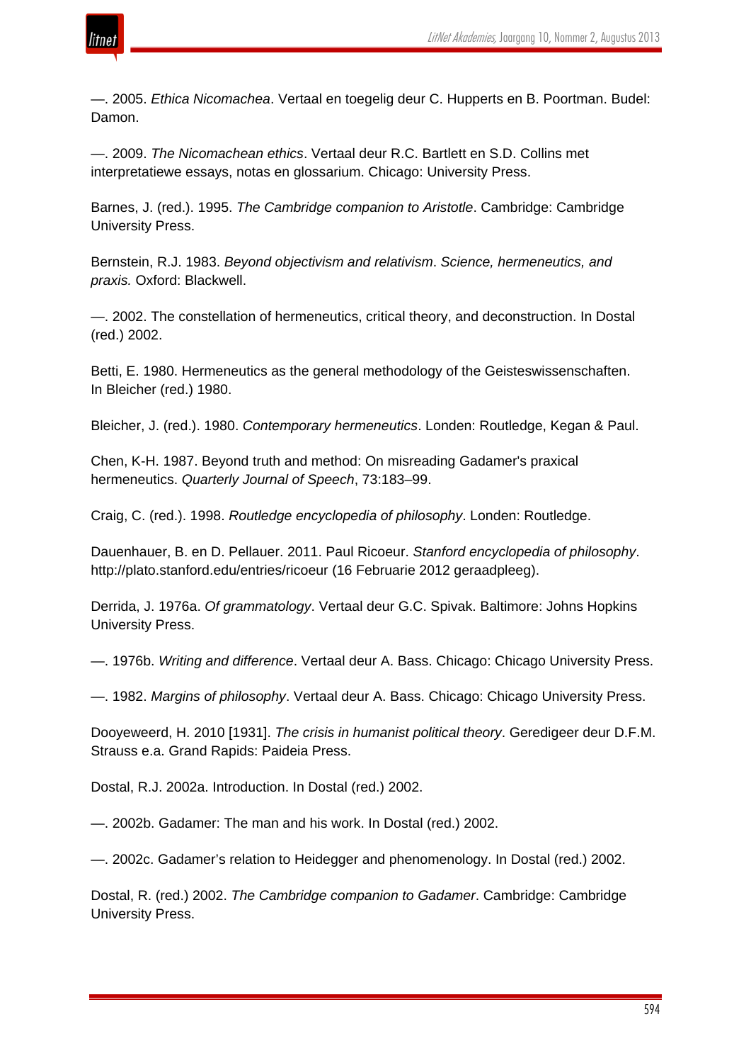—. 2005. *Ethica Nicomachea*. Vertaal en toegelig deur C. Hupperts en B. Poortman. Budel: Damon.

—. 2009. *The Nicomachean ethics*. Vertaal deur R.C. Bartlett en S.D. Collins met interpretatiewe essays, notas en glossarium. Chicago: University Press.

Barnes, J. (red.). 1995. *The Cambridge companion to Aristotle*. Cambridge: Cambridge University Press.

Bernstein, R.J. 1983. *Beyond objectivism and relativism*. *Science, hermeneutics, and praxis.* Oxford: Blackwell.

—. 2002. The constellation of hermeneutics, critical theory, and deconstruction. In Dostal (red.) 2002.

Betti, E. 1980. Hermeneutics as the general methodology of the Geisteswissenschaften. In Bleicher (red.) 1980.

Bleicher, J. (red.). 1980. *Contemporary hermeneutics*. Londen: Routledge, Kegan & Paul.

Chen, K-H. 1987. Beyond truth and method: On misreading Gadamer's praxical hermeneutics. *Quarterly Journal of Speech*, 73:183–99.

Craig, C. (red.). 1998. *Routledge encyclopedia of philosophy*. Londen: Routledge.

Dauenhauer, B. en D. Pellauer. 2011. Paul Ricoeur. *Stanford encyclopedia of philosophy*. http://plato.stanford.edu/entries/ricoeur (16 Februarie 2012 geraadpleeg).

Derrida, J. 1976a. *Of grammatology*. Vertaal deur G.C. Spivak. Baltimore: Johns Hopkins University Press.

—. 1976b. *Writing and difference*. Vertaal deur A. Bass. Chicago: Chicago University Press.

—. 1982. *Margins of philosophy*. Vertaal deur A. Bass. Chicago: Chicago University Press.

Dooyeweerd, H. 2010 [1931]. *The crisis in humanist political theory*. Geredigeer deur D.F.M. Strauss e.a. Grand Rapids: Paideia Press.

Dostal, R.J. 2002a. Introduction. In Dostal (red.) 2002.

—. 2002b. Gadamer: The man and his work. In Dostal (red.) 2002.

—. 2002c. Gadamer's relation to Heidegger and phenomenology. In Dostal (red.) 2002.

Dostal, R. (red.) 2002. *The Cambridge companion to Gadamer*. Cambridge: Cambridge University Press.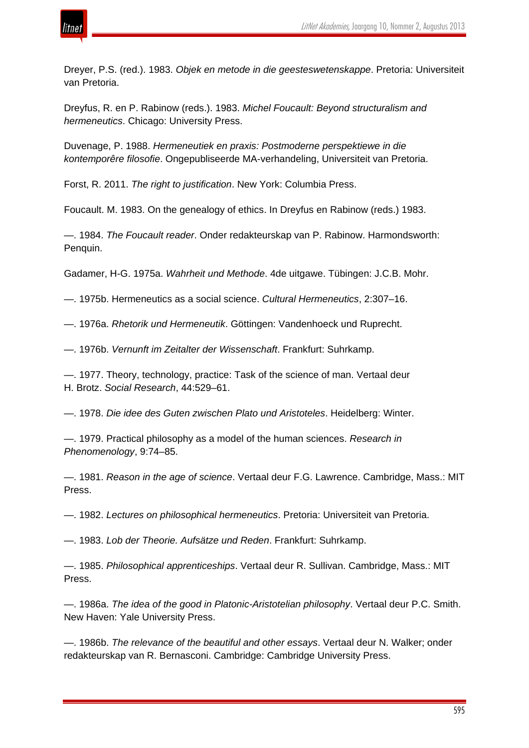Dreyer, P.S. (red.). 1983. *Objek en metode in die geesteswetenskappe*. Pretoria: Universiteit van Pretoria.

Dreyfus, R. en P. Rabinow (reds.). 1983. *Michel Foucault: Beyond structuralism and hermeneutics*. Chicago: University Press.

Duvenage, P. 1988. *Hermeneutiek en praxis: Postmoderne perspektiewe in die kontemporêre filosofie*. Ongepubliseerde MA-verhandeling, Universiteit van Pretoria.

Forst, R. 2011. *The right to justification*. New York: Columbia Press.

Foucault. M. 1983. On the genealogy of ethics. In Dreyfus en Rabinow (reds.) 1983.

—. 1984. *The Foucault reader*. Onder redakteurskap van P. Rabinow. Harmondsworth: Penquin.

Gadamer, H-G. 1975a. *Wahrheit und Methode*. 4de uitgawe. Tübingen: J.C.B. Mohr.

—. 1975b. Hermeneutics as a social science. *Cultural Hermeneutics*, 2:307–16.

—. 1976a. *Rhetorik und Hermeneutik*. Göttingen: Vandenhoeck und Ruprecht.

—. 1976b. *Vernunft im Zeitalter der Wissenschaft*. Frankfurt: Suhrkamp.

—. 1977. Theory, technology, practice: Task of the science of man. Vertaal deur H. Brotz. *Social Research*, 44:529–61.

—. 1978. *Die idee des Guten zwischen Plato und Aristoteles*. Heidelberg: Winter.

—. 1979. Practical philosophy as a model of the human sciences. *Research in Phenomenology*, 9:74–85.

—. 1981. *Reason in the age of science*. Vertaal deur F.G. Lawrence. Cambridge, Mass.: MIT Press.

—. 1982. *Lectures on philosophical hermeneutics*. Pretoria: Universiteit van Pretoria.

—. 1983. *Lob der Theorie. Aufsätze und Reden*. Frankfurt: Suhrkamp.

—. 1985. *Philosophical apprenticeships*. Vertaal deur R. Sullivan. Cambridge, Mass.: MIT Press.

—. 1986a. *The idea of the good in Platonic-Aristotelian philosophy*. Vertaal deur P.C. Smith. New Haven: Yale University Press.

—. 1986b. *The relevance of the beautiful and other essays*. Vertaal deur N. Walker; onder redakteurskap van R. Bernasconi. Cambridge: Cambridge University Press.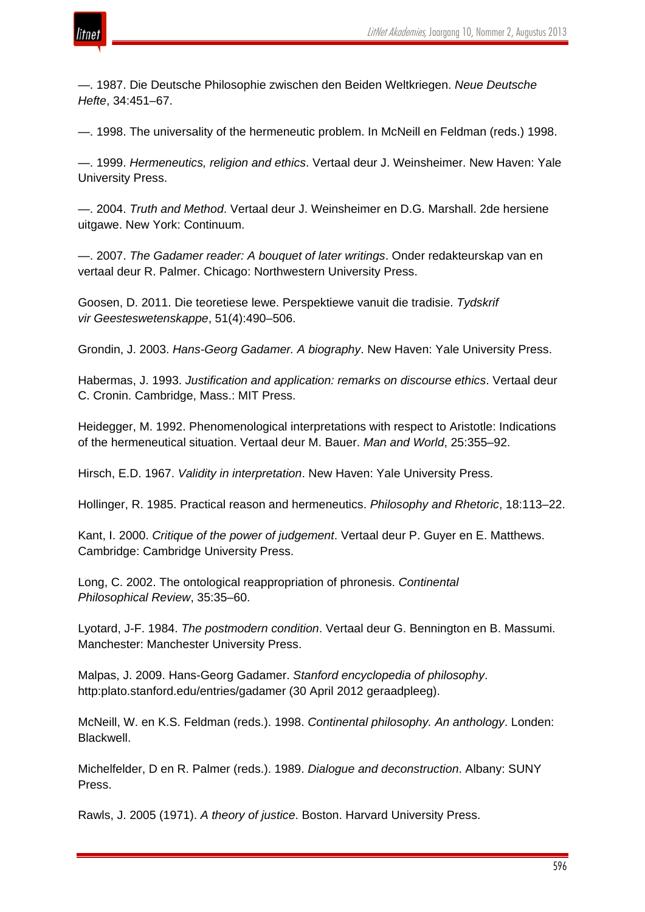—. 1987. Die Deutsche Philosophie zwischen den Beiden Weltkriegen. *Neue Deutsche Hefte*, 34:451–67.

—. 1998. The universality of the hermeneutic problem. In McNeill en Feldman (reds.) 1998.

—. 1999. *Hermeneutics, religion and ethics*. Vertaal deur J. Weinsheimer. New Haven: Yale University Press.

—. 2004. *Truth and Method*. Vertaal deur J. Weinsheimer en D.G. Marshall. 2de hersiene uitgawe. New York: Continuum.

—. 2007. *The Gadamer reader: A bouquet of later writings*. Onder redakteurskap van en vertaal deur R. Palmer. Chicago: Northwestern University Press.

Goosen, D. 2011. Die teoretiese lewe. Perspektiewe vanuit die tradisie. *Tydskrif vir Geesteswetenskappe*, 51(4):490–506.

Grondin, J. 2003. *Hans-Georg Gadamer. A biography*. New Haven: Yale University Press.

Habermas, J. 1993. *Justification and application: remarks on discourse ethics*. Vertaal deur C. Cronin. Cambridge, Mass.: MIT Press.

Heidegger, M. 1992. Phenomenological interpretations with respect to Aristotle: Indications of the hermeneutical situation. Vertaal deur M. Bauer. *Man and World*, 25:355–92.

Hirsch, E.D. 1967. *Validity in interpretation*. New Haven: Yale University Press.

Hollinger, R. 1985. Practical reason and hermeneutics. *Philosophy and Rhetoric*, 18:113–22.

Kant, I. 2000. *Critique of the power of judgement*. Vertaal deur P. Guyer en E. Matthews. Cambridge: Cambridge University Press.

Long, C. 2002. The ontological reappropriation of phronesis. *Continental Philosophical Review*, 35:35–60.

Lyotard, J-F. 1984. *The postmodern condition*. Vertaal deur G. Bennington en B. Massumi. Manchester: Manchester University Press.

Malpas, J. 2009. Hans-Georg Gadamer. *Stanford encyclopedia of philosophy*. http:plato.stanford.edu/entries/gadamer (30 April 2012 geraadpleeg).

McNeill, W. en K.S. Feldman (reds.). 1998. *Continental philosophy. An anthology*. Londen: Blackwell.

Michelfelder, D en R. Palmer (reds.). 1989. *Dialogue and deconstruction*. Albany: SUNY Press.

Rawls, J. 2005 (1971). *A theory of justice*. Boston. Harvard University Press.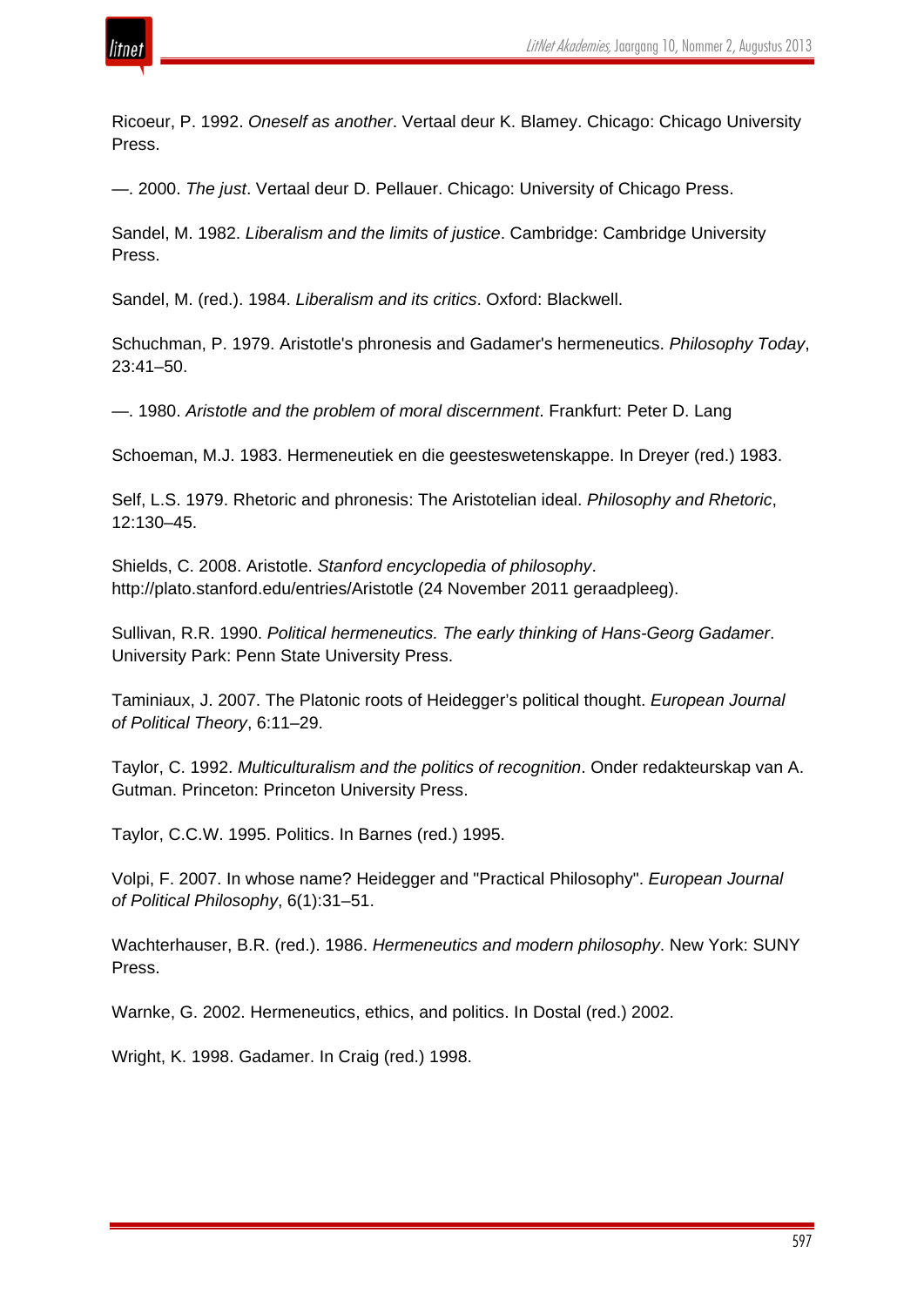Ricoeur, P. 1992. *Oneself as another*. Vertaal deur K. Blamey. Chicago: Chicago University Press.

—. 2000. *The just*. Vertaal deur D. Pellauer. Chicago: University of Chicago Press.

Sandel, M. 1982. *Liberalism and the limits of justice*. Cambridge: Cambridge University Press.

Sandel, M. (red.). 1984. *Liberalism and its critics*. Oxford: Blackwell.

Schuchman, P. 1979. Aristotle's phronesis and Gadamer's hermeneutics. *Philosophy Today*, 23:41–50.

—. 1980. *Aristotle and the problem of moral discernment*. Frankfurt: Peter D. Lang

Schoeman, M.J. 1983. Hermeneutiek en die geesteswetenskappe. In Dreyer (red.) 1983.

Self, L.S. 1979. Rhetoric and phronesis: The Aristotelian ideal. *Philosophy and Rhetoric*, 12:130–45.

Shields, C. 2008. Aristotle. *Stanford encyclopedia of philosophy*. http://plato.stanford.edu/entries/Aristotle (24 November 2011 geraadpleeg).

Sullivan, R.R. 1990. *Political hermeneutics. The early thinking of Hans-Georg Gadamer*. University Park: Penn State University Press.

Taminiaux, J. 2007. The Platonic roots of Heidegger's political thought. *European Journal of Political Theory*, 6:11–29.

Taylor, C. 1992. *Multiculturalism and the politics of recognition*. Onder redakteurskap van A. Gutman. Princeton: Princeton University Press.

Taylor, C.C.W. 1995. Politics. In Barnes (red.) 1995.

Volpi, F. 2007. In whose name? Heidegger and "Practical Philosophy". *European Journal of Political Philosophy*, 6(1):31–51.

Wachterhauser, B.R. (red.). 1986. *Hermeneutics and modern philosophy*. New York: SUNY Press.

Warnke, G. 2002. Hermeneutics, ethics, and politics. In Dostal (red.) 2002.

Wright, K. 1998. Gadamer. In Craig (red.) 1998.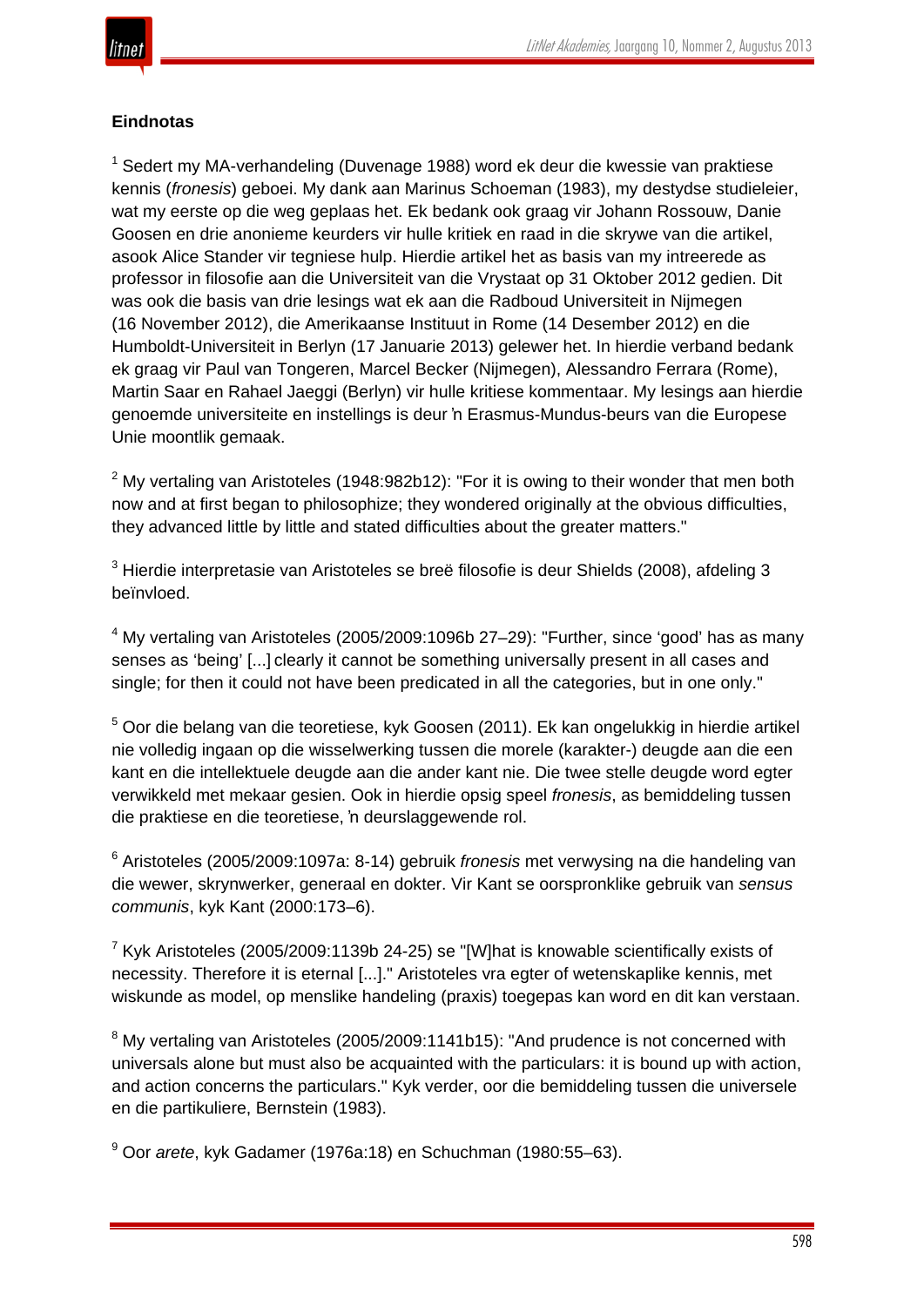**Eindnotas**

[1] Sedert my MA-verhandeling (Duvenage 1988) word ek deur die kwessie van praktiese kennis (*fronesis*) geboei. My dank aan Marinus Schoeman (1983), my destydse studieleier, wat my eerste op die weg geplaas het. Ek bedank ook graag vir Johann Rossouw, Danie Goosen en drie anonieme keurders vir hulle kritiek en raad in die skrywe van die artikel, asook Alice Stander vir tegniese hulp. Hierdie artikel het as basis van my intreerede as professor in filosofie aan die Universiteit van die Vrystaat op 31 Oktober 2012 gedien. Dit was ook die basis van drie lesings wat ek aan die Radboud Universiteit in Nijmegen (16 November 2012), die Amerikaanse Instituut in Rome (14 Desember 2012) en die Humboldt-Universiteit in Berlyn (17 Januarie 2013) gelewer het. In hierdie verband bedank ek graag vir Paul van Tongeren, Marcel Becker (Nijmegen), Alessandro Ferrara (Rome), Martin Saar en Rahael Jaeggi (Berlyn) vir hulle kritiese kommentaar. My lesings aan hierdie genoemde universiteite en instellings is deur 'n Erasmus-Mundus-beurs van die Europese Unie moontlik gemaak.

[2] My vertaling van Aristoteles (1948:982b12): "For it is owing to their wonder that men both now and at first began to philosophize; they wondered originally at the obvious difficulties, they advanced little by little and stated difficulties about the greater matters."

[3] Hierdie interpretasie van Aristoteles se breë filosofie is deur Shields (2008), afdeling 3 beïnvloed.

[4] My vertaling van Aristoteles (2005/2009:1096b 27–29): "Further, since 'good' has as many senses as 'being' [...] clearly it cannot be something universally present in all cases and single; for then it could not have been predicated in all the categories, but in one only."

[5] Oor die belang van die teoretiese, kyk Goosen (2011). Ek kan ongelukkig in hierdie artikel nie volledig ingaan op die wisselwerking tussen die morele (karakter-) deugde aan die een kant en die intellektuele deugde aan die ander kant nie. Die twee stelle deugde word egter verwikkeld met mekaar gesien. Ook in hierdie opsig speel *fronesis*, as bemiddeling tussen die praktiese en die teoretiese, 'n deurslaggewende rol.

[6] Aristoteles (2005/2009:1097a: 8-14) gebruik *fronesis* met verwysing na die handeling van die wewer, skrynwerker, generaal en dokter. Vir Kant se oorspronklike gebruik van *sensus communis*, kyk Kant (2000:173–6).

[7] Kyk Aristoteles (2005/2009:1139b 24-25) se "[W]hat is knowable scientifically exists of necessity. Therefore it is eternal [...]." Aristoteles vra egter of wetenskaplike kennis, met wiskunde as model, op menslike handeling (praxis) toegepas kan word en dit kan verstaan.

[8] My vertaling van Aristoteles (2005/2009:1141b15): "And prudence is not concerned with universals alone but must also be acquainted with the particulars: it is bound up with action, and action concerns the particulars." Kyk verder, oor die bemiddeling tussen die universele en die partikuliere, Bernstein (1983).

[9] Oor *arete*, kyk Gadamer (1976a:18) en Schuchman (1980:55–63).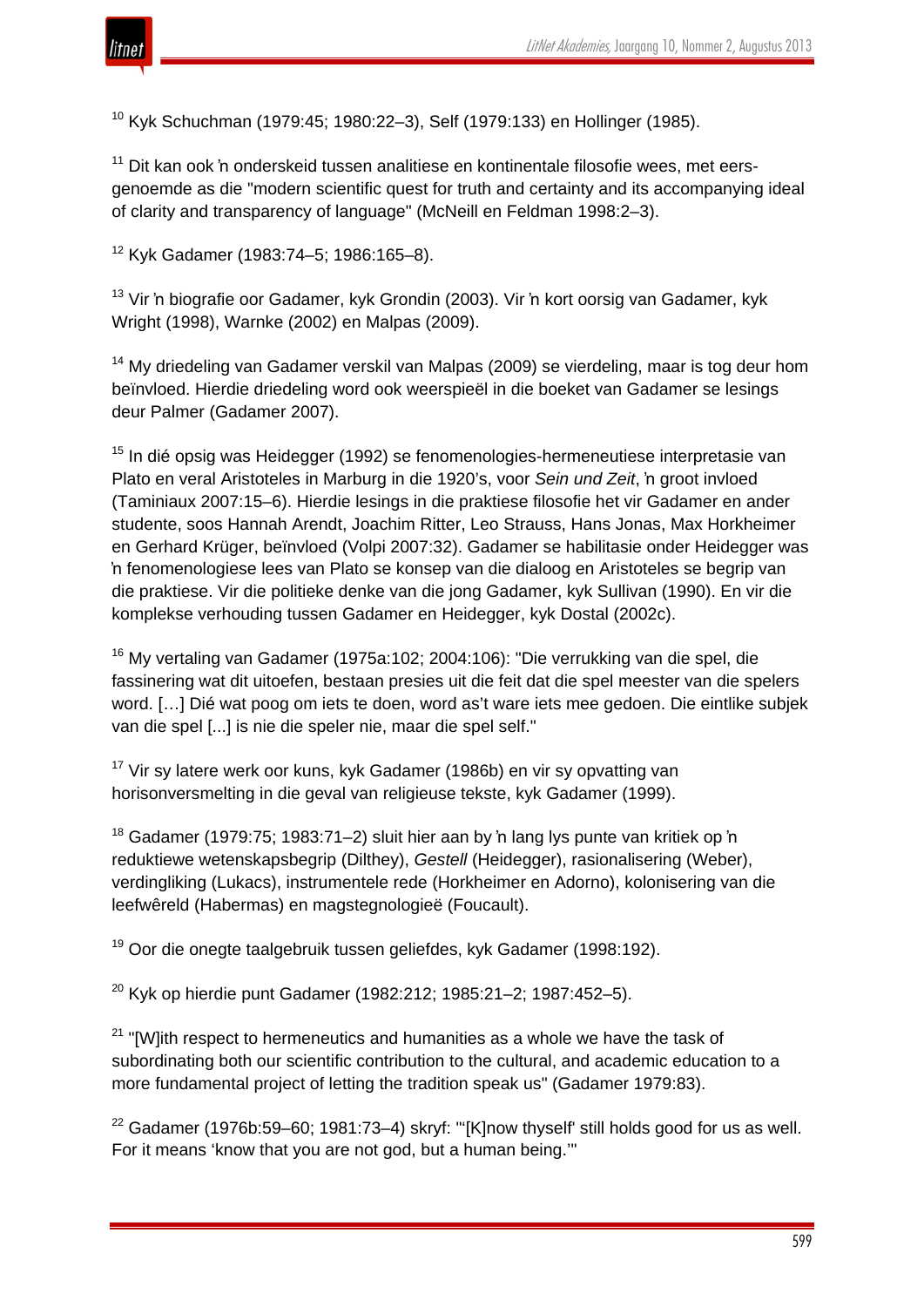[10] Kyk Schuchman (1979:45; 1980:22–3), Self (1979:133) en Hollinger (1985).

[11] Dit kan ook ŉ onderskeid tussen analitiese en kontinentale filosofie wees, met eersgenoemde as die "modern scientific quest for truth and certainty and its accompanying ideal of clarity and transparency of language" (McNeill en Feldman 1998:2–3).

[12] Kyk Gadamer (1983:74–5; 1986:165–8).

[13] Vir ŉ biografie oor Gadamer, kyk Grondin (2003). Vir ŉ kort oorsig van Gadamer, kyk Wright (1998), Warnke (2002) en Malpas (2009).

[14] My driedeling van Gadamer verskil van Malpas (2009) se vierdeling, maar is tog deur hom beïnvloed. Hierdie driedeling word ook weerspieël in die boeket van Gadamer se lesings deur Palmer (Gadamer 2007).

[15] In dié opsig was Heidegger (1992) se fenomenologies-hermeneutiese interpretasie van Plato en veral Aristoteles in Marburg in die 1920's, voor *Sein und Zeit*, ŉ groot invloed (Taminiaux 2007:15–6). Hierdie lesings in die praktiese filosofie het vir Gadamer en ander studente, soos Hannah Arendt, Joachim Ritter, Leo Strauss, Hans Jonas, Max Horkheimer en Gerhard Krüger, beïnvloed (Volpi 2007:32). Gadamer se habilitasie onder Heidegger was ŉ fenomenologiese lees van Plato se konsep van die dialoog en Aristoteles se begrip van die praktiese. Vir die politieke denke van die jong Gadamer, kyk Sullivan (1990). En vir die komplekse verhouding tussen Gadamer en Heidegger, kyk Dostal (2002c).

[16] My vertaling van Gadamer (1975a:102; 2004:106): "Die verrukking van die spel, die fassinering wat dit uitoefen, bestaan presies uit die feit dat die spel meester van die spelers word. […] Dié wat poog om iets te doen, word as't ware iets mee gedoen. Die eintlike subjek van die spel [...] is nie die speler nie, maar die spel self."

[17] Vir sy latere werk oor kuns, kyk Gadamer (1986b) en vir sy opvatting van horisonversmelting in die geval van religieuse tekste, kyk Gadamer (1999).

[18] Gadamer (1979:75; 1983:71–2) sluit hier aan by ŉ lang lys punte van kritiek op ŉ reduktiewe wetenskapsbegrip (Dilthey), *Gestell* (Heidegger), rasionalisering (Weber), verdingliking (Lukacs), instrumentele rede (Horkheimer en Adorno), kolonisering van die leefwêreld (Habermas) en magstegnologieë (Foucault).

[19] Oor die onegte taalgebruik tussen geliefdes, kyk Gadamer (1998:192).

[20] Kyk op hierdie punt Gadamer (1982:212; 1985:21–2; 1987:452–5).

[21] "[W]ith respect to hermeneutics and humanities as a whole we have the task of subordinating both our scientific contribution to the cultural, and academic education to a more fundamental project of letting the tradition speak us" (Gadamer 1979:83).

[22] Gadamer (1976b:59–60; 1981:73–4) skryf: "'[K]now thyself' still holds good for us as well. For it means 'know that you are not god, but a human being.'"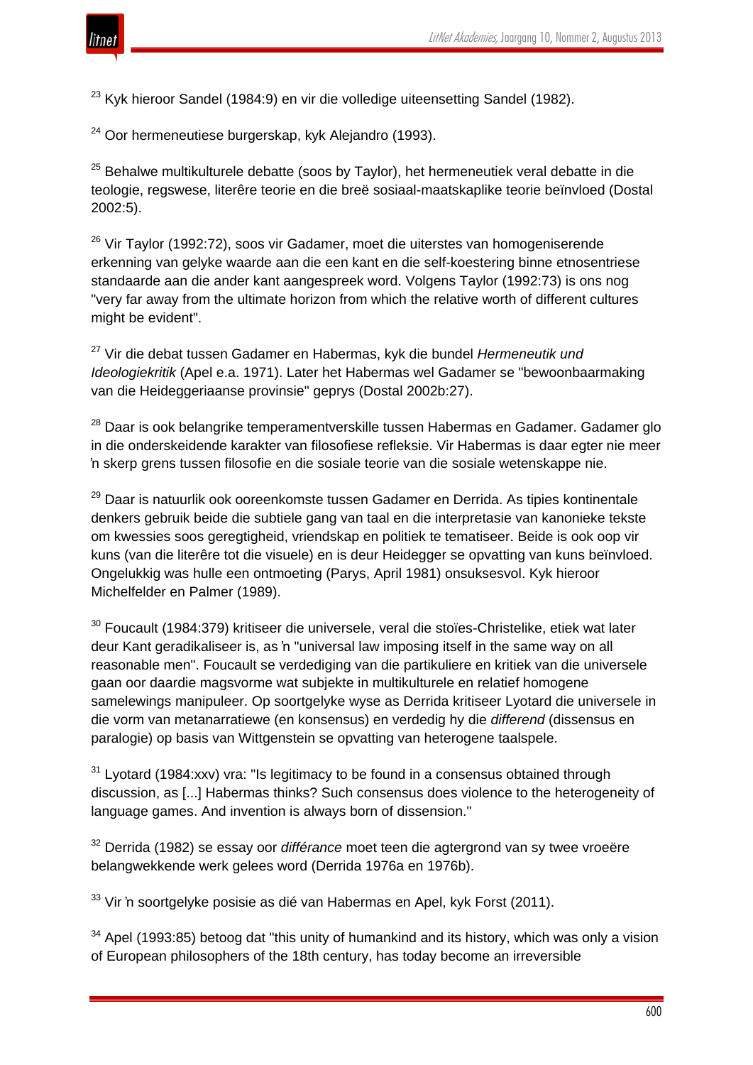[23] Kyk hieroor Sandel (1984:9) en vir die volledige uiteensetting Sandel (1982).

[24] Oor hermeneutiese burgerskap, kyk Alejandro (1993).

[25] Behalwe multikulturele debatte (soos by Taylor), het hermeneutiek veral debatte in die teologie, regswese, literêre teorie en die breë sosiaal-maatskaplike teorie beïnvloed (Dostal 2002:5).

[26] Vir Taylor (1992:72), soos vir Gadamer, moet die uiterstes van homogeniserende erkenning van gelyke waarde aan die een kant en die self-koestering binne etnosentriese standaarde aan die ander kant aangespreek word. Volgens Taylor (1992:73) is ons nog "very far away from the ultimate horizon from which the relative worth of different cultures might be evident".

[27] Vir die debat tussen Gadamer en Habermas, kyk die bundel *Hermeneutik und Ideologiekritik* (Apel e.a. 1971). Later het Habermas wel Gadamer se "bewoonbaarmaking van die Heideggeriaanse provinsie" geprys (Dostal 2002b:27).

[28] Daar is ook belangrike temperamentverskille tussen Habermas en Gadamer. Gadamer glo in die onderskeidende karakter van filosofiese refleksie. Vir Habermas is daar egter nie meer 'n skerp grens tussen filosofie en die sosiale teorie van die sosiale wetenskappe nie.

[29] Daar is natuurlik ook ooreenkomste tussen Gadamer en Derrida. As tipies kontinentale denkers gebruik beide die subtiele gang van taal en die interpretasie van kanonieke tekste om kwessies soos geregtigheid, vriendskap en politiek te tematiseer. Beide is ook oop vir kuns (van die literêre tot die visuele) en is deur Heidegger se opvatting van kuns beïnvloed. Ongelukkig was hulle een ontmoeting (Parys, April 1981) onsuksesvol. Kyk hieroor Michelfelder en Palmer (1989).

[30] Foucault (1984:379) kritiseer die universele, veral die stoïes-Christelike, etiek wat later deur Kant geradikaliseer is, as 'n "universal law imposing itself in the same way on all reasonable men". Foucault se verdediging van die partikuliere en kritiek van die universele gaan oor daardie magsvorme wat subjekte in multikulturele en relatief homogene samelewings manipuleer. Op soortgelyke wyse as Derrida kritiseer Lyotard die universele in die vorm van metanarratiewe (en konsensus) en verdedig hy die *differend* (dissensus en paralogie) op basis van Wittgenstein se opvatting van heterogene taalspele.

[31] Lyotard (1984:xxv) vra: "Is legitimacy to be found in a consensus obtained through discussion, as [...] Habermas thinks? Such consensus does violence to the heterogeneity of language games. And invention is always born of dissension."

[32] Derrida (1982) se essay oor *différance* moet teen die agtergrond van sy twee vroeëre belangwekkende werk gelees word (Derrida 1976a en 1976b).

[33] Vir 'n soortgelyke posisie as dié van Habermas en Apel, kyk Forst (2011).

[34] Apel (1993:85) betoog dat "this unity of humankind and its history, which was only a vision of European philosophers of the 18th century, has today become an irreversible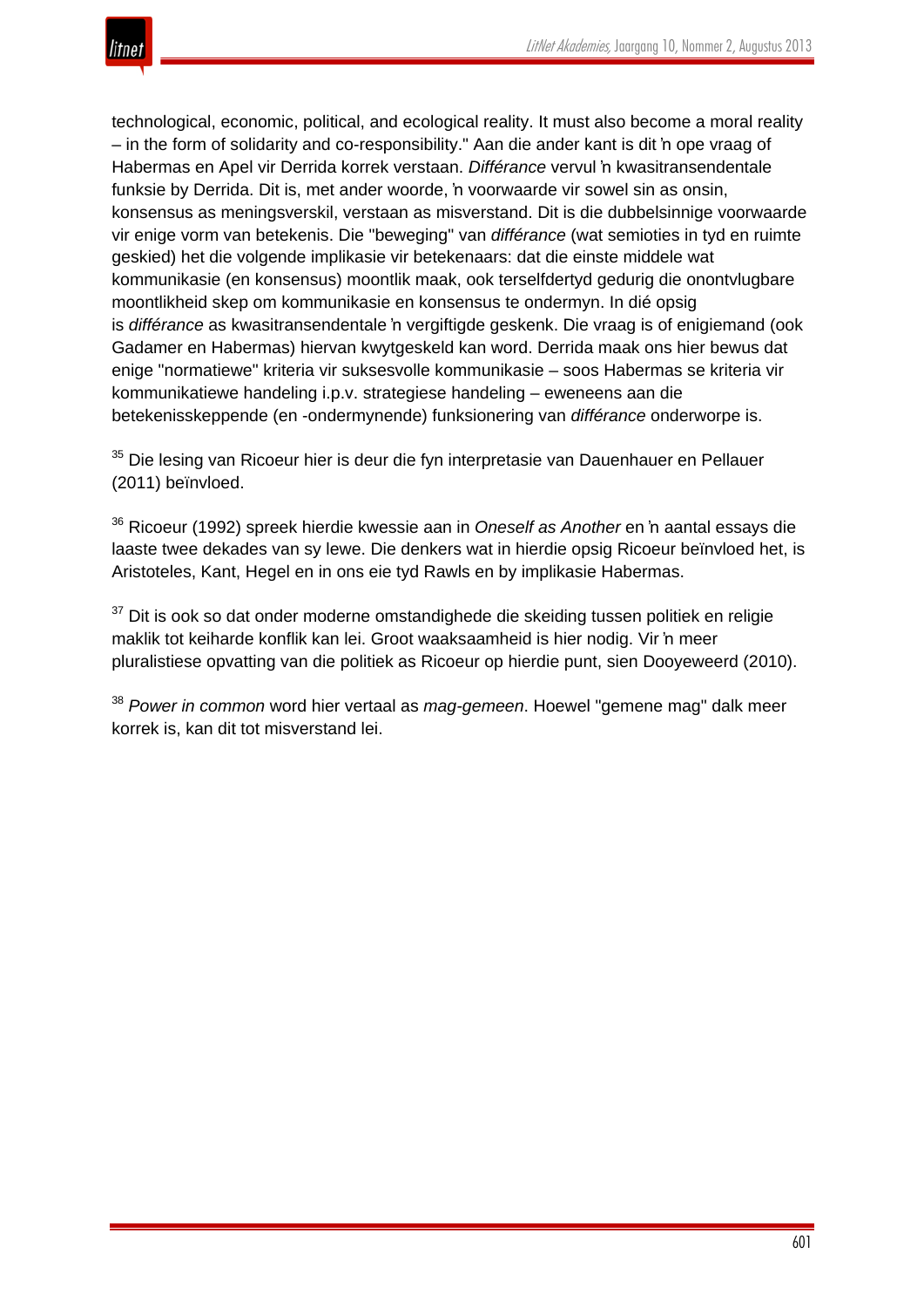technological, economic, political, and ecological reality. It must also become a moral reality – in the form of solidarity and co-responsibility." Aan die ander kant is dit ’n ope vraag of Habermas en Apel vir Derrida korrek verstaan. *Différance* vervul ’n kwasitransendentale funksie by Derrida. Dit is, met ander woorde, ’n voorwaarde vir sowel sin as onsin, konsensus as meningsverskil, verstaan as misverstand. Dit is die dubbelsinnige voorwaarde vir enige vorm van betekenis. Die "beweging" van *différance* (wat semioties in tyd en ruimte geskied) het die volgende implikasie vir betekenaars: dat die einste middele wat kommunikasie (en konsensus) moontlik maak, ook terselfdertyd gedurig die onontvlugbare moontlikheid skep om kommunikasie en konsensus te ondermyn. In dié opsig is *différance* as kwasitransendentale ’n vergiftigde geskenk. Die vraag is of enigiemand (ook Gadamer en Habermas) hiervan kwytgeskeld kan word. Derrida maak ons hier bewus dat enige "normatiewe" kriteria vir suksesvolle kommunikasie – soos Habermas se kriteria vir kommunikatiewe handeling i.p.v. strategiese handeling – eweneens aan die betekenisskeppende (en -ondermynende) funksionering van *différance* onderworpe is.

[35] Die lesing van Ricoeur hier is deur die fyn interpretasie van Dauenhauer en Pellauer (2011) beïnvloed.

[36] Ricoeur (1992) spreek hierdie kwessie aan in *Oneself as Another* en ’n aantal essays die laaste twee dekades van sy lewe. Die denkers wat in hierdie opsig Ricoeur beïnvloed het, is Aristoteles, Kant, Hegel en in ons eie tyd Rawls en by implikasie Habermas.

[37] Dit is ook so dat onder moderne omstandighede die skeiding tussen politiek en religie maklik tot keiharde konflik kan lei. Groot waaksaamheid is hier nodig. Vir ’n meer pluralistiese opvatting van die politiek as Ricoeur op hierdie punt, sien Dooyeweerd (2010).

[38] *Power in common* word hier vertaal as *mag-gemeen*. Hoewel "gemene mag" dalk meer korrek is, kan dit tot misverstand lei.